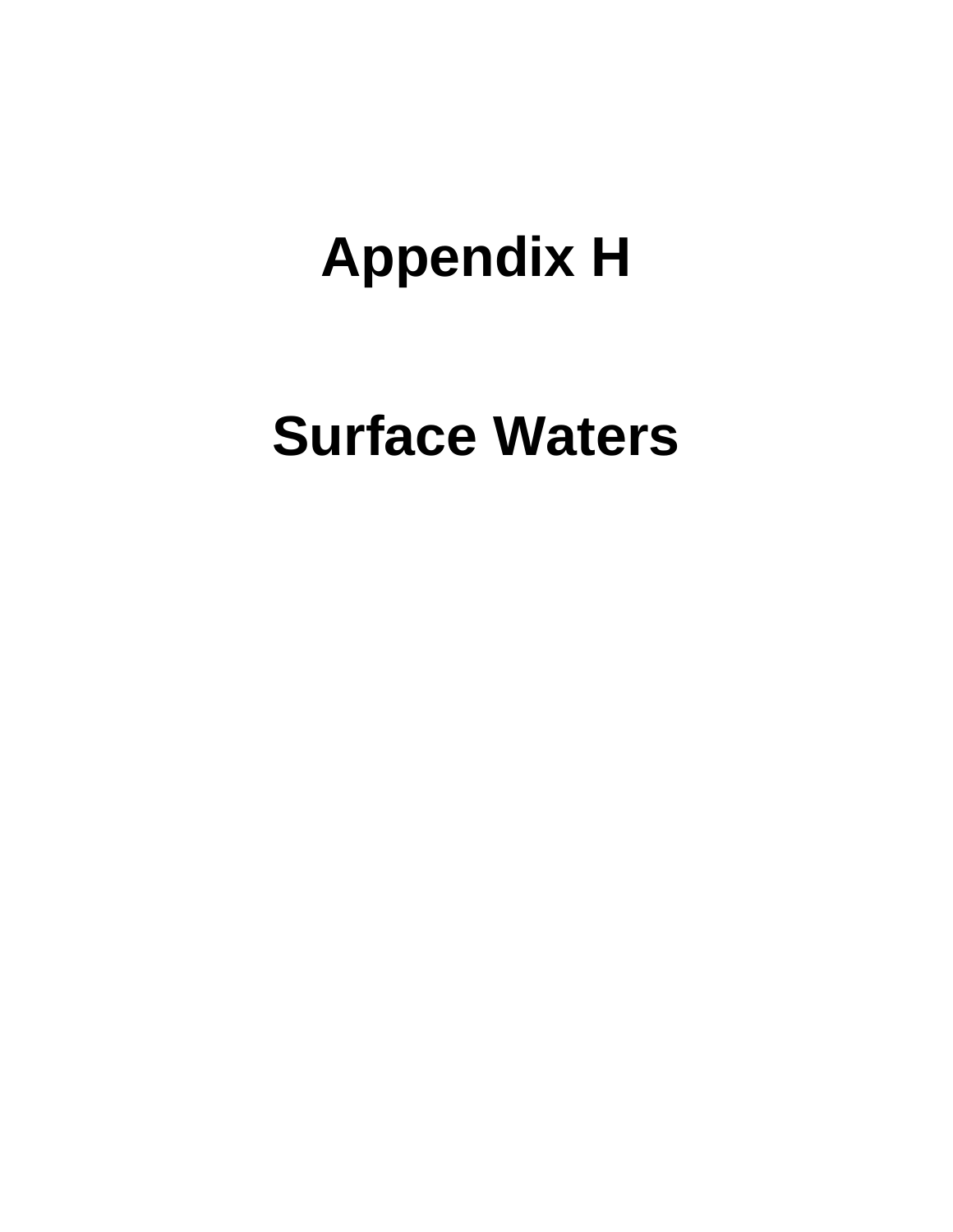# Appendix H

# Surface Waters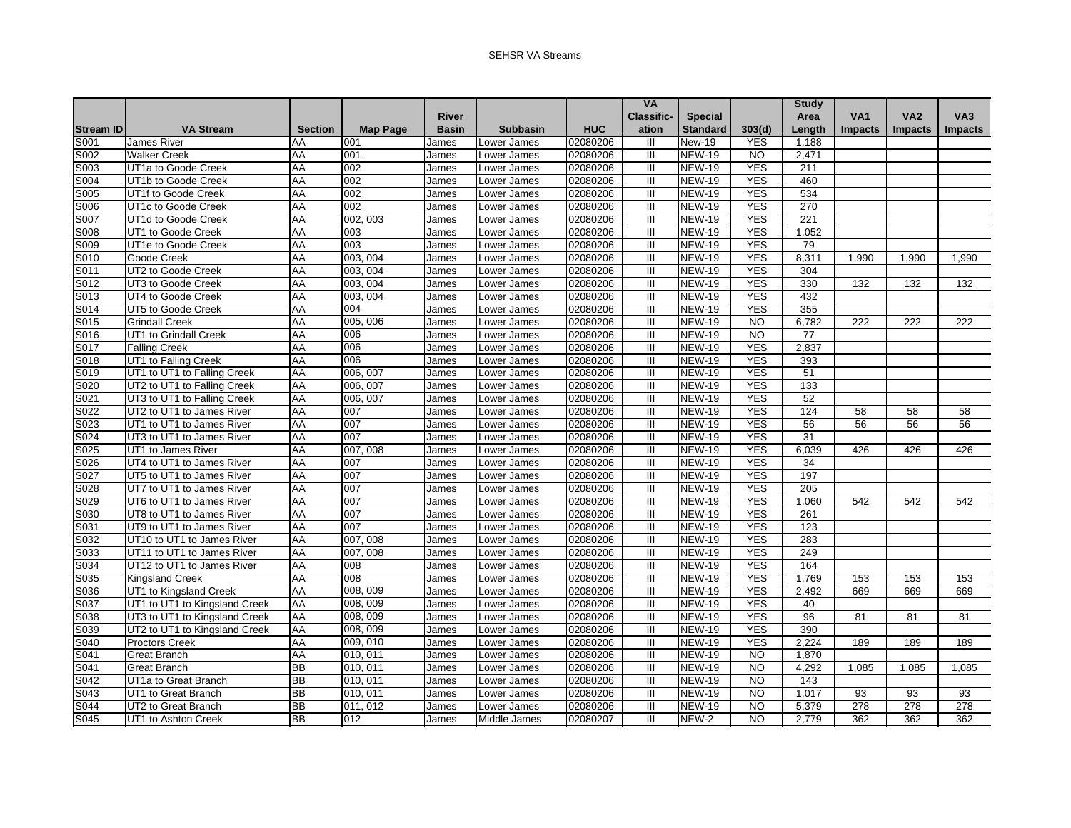SEHSR VA Streams

| Stream ID | VA Stream | Section | Map Page | River Basin | Subbasin | HUC | VA Classification | Special Standard | 303(d) | Study Area Length | VA1 Impacts | VA2 Impacts | VA3 Impacts |
|---|---|---|---|---|---|---|---|---|---|---|---|---|---|
| S001 | James River | AA | 001 | James | Lower James | 02080206 | III | New-19 | YES | 1,188 | | | |
| S002 | Walker Creek | AA | 001 | James | Lower James | 02080206 | III | NEW-19 | NO | 2,471 | | | |
| S003 | UT1a to Goode Creek | AA | 002 | James | Lower James | 02080206 | III | NEW-19 | YES | 211 | | | |
| S004 | UT1b to Goode Creek | AA | 002 | James | Lower James | 02080206 | III | NEW-19 | YES | 460 | | | |
| S005 | UT1f to Goode Creek | AA | 002 | James | Lower James | 02080206 | III | NEW-19 | YES | 534 | | | |
| S006 | UT1c to Goode Creek | AA | 002 | James | Lower James | 02080206 | III | NEW-19 | YES | 270 | | | |
| S007 | UT1d to Goode Creek | AA | 002, 003 | James | Lower James | 02080206 | III | NEW-19 | YES | 221 | | | |
| S008 | UT1 to Goode Creek | AA | 003 | James | Lower James | 02080206 | III | NEW-19 | YES | 1,052 | | | |
| S009 | UT1e to Goode Creek | AA | 003 | James | Lower James | 02080206 | III | NEW-19 | YES | 79 | | | |
| S010 | Goode Creek | AA | 003, 004 | James | Lower James | 02080206 | III | NEW-19 | YES | 8,311 | 1,990 | 1,990 | 1,990 |
| S011 | UT2 to Goode Creek | AA | 003, 004 | James | Lower James | 02080206 | III | NEW-19 | YES | 304 | | | |
| S012 | UT3 to Goode Creek | AA | 003, 004 | James | Lower James | 02080206 | III | NEW-19 | YES | 330 | 132 | 132 | 132 |
| S013 | UT4 to Goode Creek | AA | 003, 004 | James | Lower James | 02080206 | III | NEW-19 | YES | 432 | | | |
| S014 | UT5 to Goode Creek | AA | 004 | James | Lower James | 02080206 | III | NEW-19 | YES | 355 | | | |
| S015 | Grindall Creek | AA | 005, 006 | James | Lower James | 02080206 | III | NEW-19 | NO | 6,782 | 222 | 222 | 222 |
| S016 | UT1 to Grindall Creek | AA | 006 | James | Lower James | 02080206 | III | NEW-19 | NO | 77 | | | |
| S017 | Falling Creek | AA | 006 | James | Lower James | 02080206 | III | NEW-19 | YES | 2,837 | | | |
| S018 | UT1 to Falling Creek | AA | 006 | James | Lower James | 02080206 | III | NEW-19 | YES | 393 | | | |
| S019 | UT1 to UT1 to Falling Creek | AA | 006, 007 | James | Lower James | 02080206 | III | NEW-19 | YES | 51 | | | |
| S020 | UT2 to UT1 to Falling Creek | AA | 006, 007 | James | Lower James | 02080206 | III | NEW-19 | YES | 133 | | | |
| S021 | UT3 to UT1 to Falling Creek | AA | 006, 007 | James | Lower James | 02080206 | III | NEW-19 | YES | 52 | | | |
| S022 | UT2 to UT1 to James River | AA | 007 | James | Lower James | 02080206 | III | NEW-19 | YES | 124 | 58 | 58 | 58 |
| S023 | UT1 to UT1 to James River | AA | 007 | James | Lower James | 02080206 | III | NEW-19 | YES | 56 | 56 | 56 | 56 |
| S024 | UT3 to UT1 to James River | AA | 007 | James | Lower James | 02080206 | III | NEW-19 | YES | 31 | | | |
| S025 | UT1 to James River | AA | 007, 008 | James | Lower James | 02080206 | III | NEW-19 | YES | 6,039 | 426 | 426 | 426 |
| S026 | UT4 to UT1 to James River | AA | 007 | James | Lower James | 02080206 | III | NEW-19 | YES | 34 | | | |
| S027 | UT5 to UT1 to James River | AA | 007 | James | Lower James | 02080206 | III | NEW-19 | YES | 197 | | | |
| S028 | UT7 to UT1 to James River | AA | 007 | James | Lower James | 02080206 | III | NEW-19 | YES | 205 | | | |
| S029 | UT6 to UT1 to James River | AA | 007 | James | Lower James | 02080206 | III | NEW-19 | YES | 1,060 | 542 | 542 | 542 |
| S030 | UT8 to UT1 to James River | AA | 007 | James | Lower James | 02080206 | III | NEW-19 | YES | 261 | | | |
| S031 | UT9 to UT1 to James River | AA | 007 | James | Lower James | 02080206 | III | NEW-19 | YES | 123 | | | |
| S032 | UT10 to UT1 to James River | AA | 007, 008 | James | Lower James | 02080206 | III | NEW-19 | YES | 283 | | | |
| S033 | UT11 to UT1 to James River | AA | 007, 008 | James | Lower James | 02080206 | III | NEW-19 | YES | 249 | | | |
| S034 | UT12 to UT1 to James River | AA | 008 | James | Lower James | 02080206 | III | NEW-19 | YES | 164 | | | |
| S035 | Kingsland Creek | AA | 008 | James | Lower James | 02080206 | III | NEW-19 | YES | 1,769 | 153 | 153 | 153 |
| S036 | UT1 to Kingsland Creek | AA | 008, 009 | James | Lower James | 02080206 | III | NEW-19 | YES | 2,492 | 669 | 669 | 669 |
| S037 | UT1 to UT1 to Kingsland Creek | AA | 008, 009 | James | Lower James | 02080206 | III | NEW-19 | YES | 40 | | | |
| S038 | UT3 to UT1 to Kingsland Creek | AA | 008, 009 | James | Lower James | 02080206 | III | NEW-19 | YES | 96 | 81 | 81 | 81 |
| S039 | UT2 to UT1 to Kingsland Creek | AA | 008, 009 | James | Lower James | 02080206 | III | NEW-19 | YES | 390 | | | |
| S040 | Proctors Creek | AA | 009, 010 | James | Lower James | 02080206 | III | NEW-19 | YES | 2,224 | 189 | 189 | 189 |
| S041 | Great Branch | AA | 010, 011 | James | Lower James | 02080206 | III | NEW-19 | NO | 1,870 | | | |
| S041 | Great Branch | BB | 010, 011 | James | Lower James | 02080206 | III | NEW-19 | NO | 4,292 | 1,085 | 1,085 | 1,085 |
| S042 | UT1a to Great Branch | BB | 010, 011 | James | Lower James | 02080206 | III | NEW-19 | NO | 143 | | | |
| S043 | UT1 to Great Branch | BB | 010, 011 | James | Lower James | 02080206 | III | NEW-19 | NO | 1,017 | 93 | 93 | 93 |
| S044 | UT2 to Great Branch | BB | 011, 012 | James | Lower James | 02080206 | III | NEW-19 | NO | 5,379 | 278 | 278 | 278 |
| S045 | UT1 to Ashton Creek | BB | 012 | James | Middle James | 02080207 | III | NEW-2 | NO | 2,779 | 362 | 362 | 362 |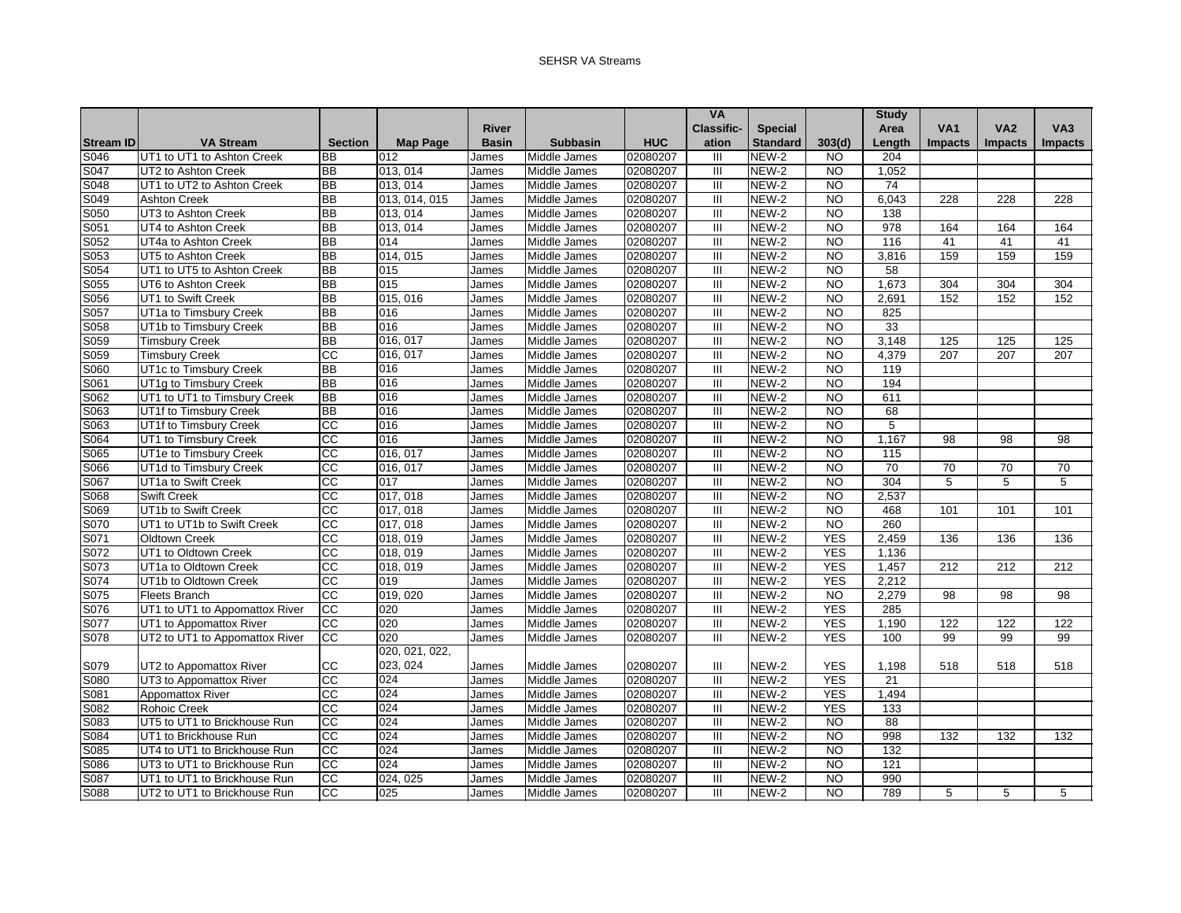SEHSR VA Streams

| Stream ID | VA Stream | Section | Map Page | River Basin | Subbasin | HUC | VA Classific-ation | Special Standard | 303(d) | Study Area Length | VA1 Impacts | VA2 Impacts | VA3 Impacts |
|---|---|---|---|---|---|---|---|---|---|---|---|---|---|
| S046 | UT1 to UT1 to Ashton Creek | BB | 012 | James | Middle James | 02080207 | III | NEW-2 | NO | 204 | | | |
| S047 | UT2 to Ashton Creek | BB | 013, 014 | James | Middle James | 02080207 | III | NEW-2 | NO | 1,052 | | | |
| S048 | UT1 to UT2 to Ashton Creek | BB | 013, 014 | James | Middle James | 02080207 | III | NEW-2 | NO | 74 | | | |
| S049 | Ashton Creek | BB | 013, 014, 015 | James | Middle James | 02080207 | III | NEW-2 | NO | 6,043 | 228 | 228 | 228 |
| S050 | UT3 to Ashton Creek | BB | 013, 014 | James | Middle James | 02080207 | III | NEW-2 | NO | 138 | | | |
| S051 | UT4 to Ashton Creek | BB | 013, 014 | James | Middle James | 02080207 | III | NEW-2 | NO | 978 | 164 | 164 | 164 |
| S052 | UT4a to Ashton Creek | BB | 014 | James | Middle James | 02080207 | III | NEW-2 | NO | 116 | 41 | 41 | 41 |
| S053 | UT5 to Ashton Creek | BB | 014, 015 | James | Middle James | 02080207 | III | NEW-2 | NO | 3,816 | 159 | 159 | 159 |
| S054 | UT1 to UT5 to Ashton Creek | BB | 015 | James | Middle James | 02080207 | III | NEW-2 | NO | 58 | | | |
| S055 | UT6 to Ashton Creek | BB | 015 | James | Middle James | 02080207 | III | NEW-2 | NO | 1,673 | 304 | 304 | 304 |
| S056 | UT1 to Swift Creek | BB | 015, 016 | James | Middle James | 02080207 | III | NEW-2 | NO | 2,691 | 152 | 152 | 152 |
| S057 | UT1a to Timsbury Creek | BB | 016 | James | Middle James | 02080207 | III | NEW-2 | NO | 825 | | | |
| S058 | UT1b to Timsbury Creek | BB | 016 | James | Middle James | 02080207 | III | NEW-2 | NO | 33 | | | |
| S059 | Timsbury Creek | BB | 016, 017 | James | Middle James | 02080207 | III | NEW-2 | NO | 3,148 | 125 | 125 | 125 |
| S059 | Timsbury Creek | CC | 016, 017 | James | Middle James | 02080207 | III | NEW-2 | NO | 4,379 | 207 | 207 | 207 |
| S060 | UT1c to Timsbury Creek | BB | 016 | James | Middle James | 02080207 | III | NEW-2 | NO | 119 | | | |
| S061 | UT1g to Timsbury Creek | BB | 016 | James | Middle James | 02080207 | III | NEW-2 | NO | 194 | | | |
| S062 | UT1 to UT1 to Timsbury Creek | BB | 016 | James | Middle James | 02080207 | III | NEW-2 | NO | 611 | | | |
| S063 | UT1f to Timsbury Creek | BB | 016 | James | Middle James | 02080207 | III | NEW-2 | NO | 68 | | | |
| S063 | UT1f to Timsbury Creek | CC | 016 | James | Middle James | 02080207 | III | NEW-2 | NO | 5 | | | |
| S064 | UT1 to Timsbury Creek | CC | 016 | James | Middle James | 02080207 | III | NEW-2 | NO | 1,167 | 98 | 98 | 98 |
| S065 | UT1e to Timsbury Creek | CC | 016, 017 | James | Middle James | 02080207 | III | NEW-2 | NO | 115 | | | |
| S066 | UT1d to Timsbury Creek | CC | 016, 017 | James | Middle James | 02080207 | III | NEW-2 | NO | 70 | 70 | 70 | 70 |
| S067 | UT1a to Swift Creek | CC | 017 | James | Middle James | 02080207 | III | NEW-2 | NO | 304 | 5 | 5 | 5 |
| S068 | Swift Creek | CC | 017, 018 | James | Middle James | 02080207 | III | NEW-2 | NO | 2,537 | | | |
| S069 | UT1b to Swift Creek | CC | 017, 018 | James | Middle James | 02080207 | III | NEW-2 | NO | 468 | 101 | 101 | 101 |
| S070 | UT1 to UT1b to Swift Creek | CC | 017, 018 | James | Middle James | 02080207 | III | NEW-2 | NO | 260 | | | |
| S071 | Oldtown Creek | CC | 018, 019 | James | Middle James | 02080207 | III | NEW-2 | YES | 2,459 | 136 | 136 | 136 |
| S072 | UT1 to Oldtown Creek | CC | 018, 019 | James | Middle James | 02080207 | III | NEW-2 | YES | 1,136 | | | |
| S073 | UT1a to Oldtown Creek | CC | 018, 019 | James | Middle James | 02080207 | III | NEW-2 | YES | 1,457 | 212 | 212 | 212 |
| S074 | UT1b to Oldtown Creek | CC | 019 | James | Middle James | 02080207 | III | NEW-2 | YES | 2,212 | | | |
| S075 | Fleets Branch | CC | 019, 020 | James | Middle James | 02080207 | III | NEW-2 | NO | 2,279 | 98 | 98 | 98 |
| S076 | UT1 to UT1 to Appomattox River | CC | 020 | James | Middle James | 02080207 | III | NEW-2 | YES | 285 | | | |
| S077 | UT1 to Appomattox River | CC | 020 | James | Middle James | 02080207 | III | NEW-2 | YES | 1,190 | 122 | 122 | 122 |
| S078 | UT2 to UT1 to Appomattox River | CC | 020 | James | Middle James | 02080207 | III | NEW-2 | YES | 100 | 99 | 99 | 99 |
| S079 | UT2 to Appomattox River | CC | 020, 021, 022, 023, 024 | James | Middle James | 02080207 | III | NEW-2 | YES | 1,198 | 518 | 518 | 518 |
| S080 | UT3 to Appomattox River | CC | 024 | James | Middle James | 02080207 | III | NEW-2 | YES | 21 | | | |
| S081 | Appomattox River | CC | 024 | James | Middle James | 02080207 | III | NEW-2 | YES | 1,494 | | | |
| S082 | Rohoic Creek | CC | 024 | James | Middle James | 02080207 | III | NEW-2 | YES | 133 | | | |
| S083 | UT5 to UT1 to Brickhouse Run | CC | 024 | James | Middle James | 02080207 | III | NEW-2 | NO | 88 | | | |
| S084 | UT1 to Brickhouse Run | CC | 024 | James | Middle James | 02080207 | III | NEW-2 | NO | 998 | 132 | 132 | 132 |
| S085 | UT4 to UT1 to Brickhouse Run | CC | 024 | James | Middle James | 02080207 | III | NEW-2 | NO | 132 | | | |
| S086 | UT3 to UT1 to Brickhouse Run | CC | 024 | James | Middle James | 02080207 | III | NEW-2 | NO | 121 | | | |
| S087 | UT1 to UT1 to Brickhouse Run | CC | 024, 025 | James | Middle James | 02080207 | III | NEW-2 | NO | 990 | | | |
| S088 | UT2 to UT1 to Brickhouse Run | CC | 025 | James | Middle James | 02080207 | III | NEW-2 | NO | 789 | 5 | 5 | 5 |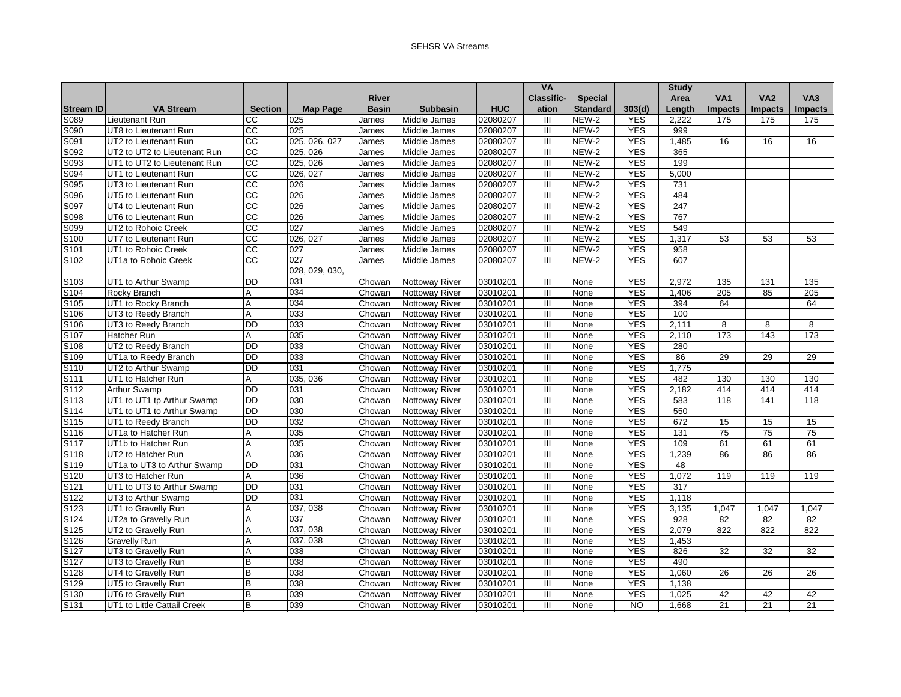| Stream ID | VA Stream | Section | Map Page | River Basin | Subbasin | HUC | VA Classific-ation | Special Standard | 303(d) | Study Area Length | VA1 Impacts | VA2 Impacts | VA3 Impacts |
|---|---|---|---|---|---|---|---|---|---|---|---|---|---|
| S089 | Lieutenant Run | CC | 025 | James | Middle James | 02080207 | III | NEW-2 | YES | 2,222 | 175 | 175 | 175 |
| S090 | UT8 to Lieutenant Run | CC | 025 | James | Middle James | 02080207 | III | NEW-2 | YES | 999 | | | |
| S091 | UT2 to Lieutenant Run | CC | 025, 026, 027 | James | Middle James | 02080207 | III | NEW-2 | YES | 1,485 | 16 | 16 | 16 |
| S092 | UT2 to UT2 to Lieutenant Run | CC | 025, 026 | James | Middle James | 02080207 | III | NEW-2 | YES | 365 | | | |
| S093 | UT1 to UT2 to Lieutenant Run | CC | 025, 026 | James | Middle James | 02080207 | III | NEW-2 | YES | 199 | | | |
| S094 | UT1 to Lieutenant Run | CC | 026, 027 | James | Middle James | 02080207 | III | NEW-2 | YES | 5,000 | | | |
| S095 | UT3 to Lieutenant Run | CC | 026 | James | Middle James | 02080207 | III | NEW-2 | YES | 731 | | | |
| S096 | UT5 to Lieutenant Run | CC | 026 | James | Middle James | 02080207 | III | NEW-2 | YES | 484 | | | |
| S097 | UT4 to Lieutenant Run | CC | 026 | James | Middle James | 02080207 | III | NEW-2 | YES | 247 | | | |
| S098 | UT6 to Lieutenant Run | CC | 026 | James | Middle James | 02080207 | III | NEW-2 | YES | 767 | | | |
| S099 | UT2 to Rohoic Creek | CC | 027 | James | Middle James | 02080207 | III | NEW-2 | YES | 549 | | | |
| S100 | UT7 to Lieutenant Run | CC | 026, 027 | James | Middle James | 02080207 | III | NEW-2 | YES | 1,317 | 53 | 53 | 53 |
| S101 | UT1 to Rohoic Creek | CC | 027 | James | Middle James | 02080207 | III | NEW-2 | YES | 958 | | | |
| S102 | UT1a to Rohoic Creek | CC | 027 | James | Middle James | 02080207 | III | NEW-2 | YES | 607 | | | |
| S103 | UT1 to Arthur Swamp | DD | 028, 029, 030, 031 | Chowan | Nottoway River | 03010201 | III | None | YES | 2,972 | 135 | 131 | 135 |
| S104 | Rocky Branch | A | 034 | Chowan | Nottoway River | 03010201 | III | None | YES | 1,406 | 205 | 85 | 205 |
| S105 | UT1 to Rocky Branch | A | 034 | Chowan | Nottoway River | 03010201 | III | None | YES | 394 | 64 | | 64 |
| S106 | UT3 to Reedy Branch | A | 033 | Chowan | Nottoway River | 03010201 | III | None | YES | 100 | | | |
| S106 | UT3 to Reedy Branch | DD | 033 | Chowan | Nottoway River | 03010201 | III | None | YES | 2,111 | 8 | 8 | 8 |
| S107 | Hatcher Run | A | 035 | Chowan | Nottoway River | 03010201 | III | None | YES | 2,110 | 173 | 143 | 173 |
| S108 | UT2 to Reedy Branch | DD | 033 | Chowan | Nottoway River | 03010201 | III | None | YES | 280 | | | |
| S109 | UT1a to Reedy Branch | DD | 033 | Chowan | Nottoway River | 03010201 | III | None | YES | 86 | 29 | 29 | 29 |
| S110 | UT2 to Arthur Swamp | DD | 031 | Chowan | Nottoway River | 03010201 | III | None | YES | 1,775 | | | |
| S111 | UT1 to Hatcher Run | A | 035, 036 | Chowan | Nottoway River | 03010201 | III | None | YES | 482 | 130 | 130 | 130 |
| S112 | Arthur Swamp | DD | 031 | Chowan | Nottoway River | 03010201 | III | None | YES | 2,182 | 414 | 414 | 414 |
| S113 | UT1 to UT1 tp Arthur Swamp | DD | 030 | Chowan | Nottoway River | 03010201 | III | None | YES | 583 | 118 | 141 | 118 |
| S114 | UT1 to UT1 to Arthur Swamp | DD | 030 | Chowan | Nottoway River | 03010201 | III | None | YES | 550 | | | |
| S115 | UT1 to Reedy Branch | DD | 032 | Chowan | Nottoway River | 03010201 | III | None | YES | 672 | 15 | 15 | 15 |
| S116 | UT1a to Hatcher Run | A | 035 | Chowan | Nottoway River | 03010201 | III | None | YES | 131 | 75 | 75 | 75 |
| S117 | UT1b to Hatcher Run | A | 035 | Chowan | Nottoway River | 03010201 | III | None | YES | 109 | 61 | 61 | 61 |
| S118 | UT2 to Hatcher Run | A | 036 | Chowan | Nottoway River | 03010201 | III | None | YES | 1,239 | 86 | 86 | 86 |
| S119 | UT1a to UT3 to Arthur Swamp | DD | 031 | Chowan | Nottoway River | 03010201 | III | None | YES | 48 | | | |
| S120 | UT3 to Hatcher Run | A | 036 | Chowan | Nottoway River | 03010201 | III | None | YES | 1,072 | 119 | 119 | 119 |
| S121 | UT1 to UT3 to Arthur Swamp | DD | 031 | Chowan | Nottoway River | 03010201 | III | None | YES | 317 | | | |
| S122 | UT3 to Arthur Swamp | DD | 031 | Chowan | Nottoway River | 03010201 | III | None | YES | 1,118 | | | |
| S123 | UT1 to Gravelly Run | A | 037, 038 | Chowan | Nottoway River | 03010201 | III | None | YES | 3,135 | 1,047 | 1,047 | 1,047 |
| S124 | UT2a to Gravelly Run | A | 037 | Chowan | Nottoway River | 03010201 | III | None | YES | 928 | 82 | 82 | 82 |
| S125 | UT2 to Gravelly Run | A | 037, 038 | Chowan | Nottoway River | 03010201 | III | None | YES | 2,079 | 822 | 822 | 822 |
| S126 | Gravelly Run | A | 037, 038 | Chowan | Nottoway River | 03010201 | III | None | YES | 1,453 | | | |
| S127 | UT3 to Gravelly Run | A | 038 | Chowan | Nottoway River | 03010201 | III | None | YES | 826 | 32 | 32 | 32 |
| S127 | UT3 to Gravelly Run | B | 038 | Chowan | Nottoway River | 03010201 | III | None | YES | 490 | | | |
| S128 | UT4 to Gravelly Run | B | 038 | Chowan | Nottoway River | 03010201 | III | None | YES | 1,060 | 26 | 26 | 26 |
| S129 | UT5 to Gravelly Run | B | 038 | Chowan | Nottoway River | 03010201 | III | None | YES | 1,138 | | | |
| S130 | UT6 to Gravelly Run | B | 039 | Chowan | Nottoway River | 03010201 | III | None | YES | 1,025 | 42 | 42 | 42 |
| S131 | UT1 to Little Cattail Creek | B | 039 | Chowan | Nottoway River | 03010201 | III | None | NO | 1,668 | 21 | 21 | 21 |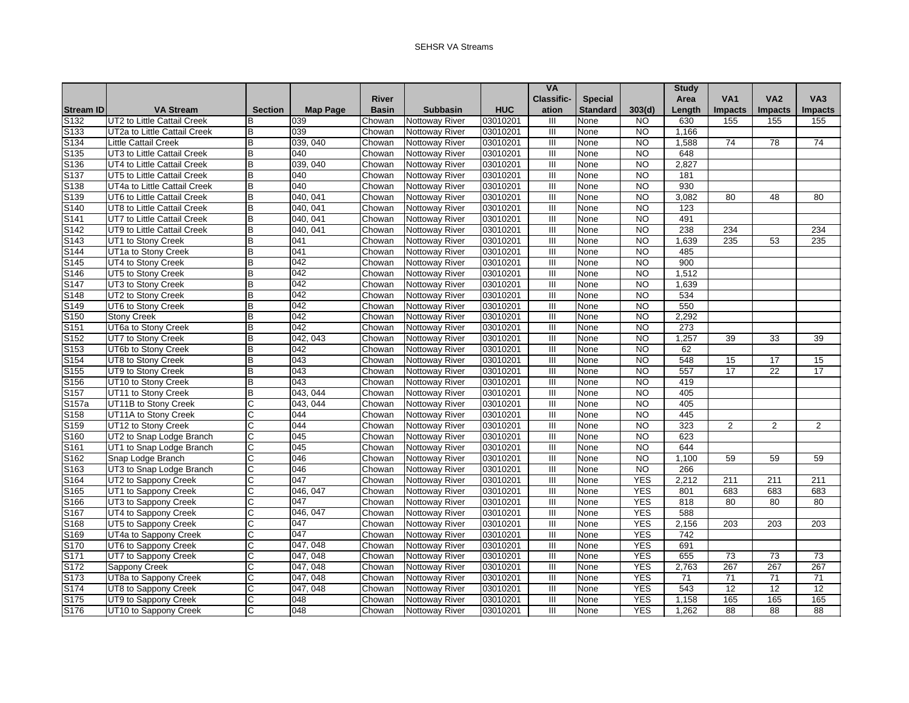SEHSR VA Streams

| Stream ID | VA Stream | Section | Map Page | River Basin | Subbasin | HUC | VA Classific-ation | Special Standard | 303(d) | Study Area Length | VA1 Impacts | VA2 Impacts | VA3 Impacts |
|---|---|---|---|---|---|---|---|---|---|---|---|---|---|
| S132 | UT2 to Little Cattail Creek | B | 039 | Chowan | Nottoway River | 03010201 | III | None | NO | 630 | 155 | 155 | 155 |
| S133 | UT2a to Little Cattail Creek | B | 039 | Chowan | Nottoway River | 03010201 | III | None | NO | 1,166 | | | |
| S134 | Little Cattail Creek | B | 039, 040 | Chowan | Nottoway River | 03010201 | III | None | NO | 1,588 | 74 | 78 | 74 |
| S135 | UT3 to Little Cattail Creek | B | 040 | Chowan | Nottoway River | 03010201 | III | None | NO | 648 | | | |
| S136 | UT4 to Little Cattail Creek | B | 039, 040 | Chowan | Nottoway River | 03010201 | III | None | NO | 2,827 | | | |
| S137 | UT5 to Little Cattail Creek | B | 040 | Chowan | Nottoway River | 03010201 | III | None | NO | 181 | | | |
| S138 | UT4a to Little Cattail Creek | B | 040 | Chowan | Nottoway River | 03010201 | III | None | NO | 930 | | | |
| S139 | UT6 to Little Cattail Creek | B | 040, 041 | Chowan | Nottoway River | 03010201 | III | None | NO | 3,082 | 80 | 48 | 80 |
| S140 | UT8 to Little Cattail Creek | B | 040, 041 | Chowan | Nottoway River | 03010201 | III | None | NO | 123 | | | |
| S141 | UT7 to Little Cattail Creek | B | 040, 041 | Chowan | Nottoway River | 03010201 | III | None | NO | 491 | | | |
| S142 | UT9 to Little Cattail Creek | B | 040, 041 | Chowan | Nottoway River | 03010201 | III | None | NO | 238 | 234 | | 234 |
| S143 | UT1 to Stony Creek | B | 041 | Chowan | Nottoway River | 03010201 | III | None | NO | 1,639 | 235 | 53 | 235 |
| S144 | UT1a to Stony Creek | B | 041 | Chowan | Nottoway River | 03010201 | III | None | NO | 485 | | | |
| S145 | UT4 to Stony Creek | B | 042 | Chowan | Nottoway River | 03010201 | III | None | NO | 900 | | | |
| S146 | UT5 to Stony Creek | B | 042 | Chowan | Nottoway River | 03010201 | III | None | NO | 1,512 | | | |
| S147 | UT3 to Stony Creek | B | 042 | Chowan | Nottoway River | 03010201 | III | None | NO | 1,639 | | | |
| S148 | UT2 to Stony Creek | B | 042 | Chowan | Nottoway River | 03010201 | III | None | NO | 534 | | | |
| S149 | UT6 to Stony Creek | B | 042 | Chowan | Nottoway River | 03010201 | III | None | NO | 550 | | | |
| S150 | Stony Creek | B | 042 | Chowan | Nottoway River | 03010201 | III | None | NO | 2,292 | | | |
| S151 | UT6a to Stony Creek | B | 042 | Chowan | Nottoway River | 03010201 | III | None | NO | 273 | | | |
| S152 | UT7 to Stony Creek | B | 042, 043 | Chowan | Nottoway River | 03010201 | III | None | NO | 1,257 | 39 | 33 | 39 |
| S153 | UT6b to Stony Creek | B | 042 | Chowan | Nottoway River | 03010201 | III | None | NO | 62 | | | |
| S154 | UT8 to Stony Creek | B | 043 | Chowan | Nottoway River | 03010201 | III | None | NO | 548 | 15 | 17 | 15 |
| S155 | UT9 to Stony Creek | B | 043 | Chowan | Nottoway River | 03010201 | III | None | NO | 557 | 17 | 22 | 17 |
| S156 | UT10 to Stony Creek | B | 043 | Chowan | Nottoway River | 03010201 | III | None | NO | 419 | | | |
| S157 | UT11 to Stony Creek | B | 043, 044 | Chowan | Nottoway River | 03010201 | III | None | NO | 405 | | | |
| S157a | UT11B to Stony Creek | C | 043, 044 | Chowan | Nottoway River | 03010201 | III | None | NO | 405 | | | |
| S158 | UT11A to Stony Creek | C | 044 | Chowan | Nottoway River | 03010201 | III | None | NO | 445 | | | |
| S159 | UT12 to Stony Creek | C | 044 | Chowan | Nottoway River | 03010201 | III | None | NO | 323 | 2 | 2 | 2 |
| S160 | UT2 to Snap Lodge Branch | C | 045 | Chowan | Nottoway River | 03010201 | III | None | NO | 623 | | | |
| S161 | UT1 to Snap Lodge Branch | C | 045 | Chowan | Nottoway River | 03010201 | III | None | NO | 644 | | | |
| S162 | Snap Lodge Branch | C | 046 | Chowan | Nottoway River | 03010201 | III | None | NO | 1,100 | 59 | 59 | 59 |
| S163 | UT3 to Snap Lodge Branch | C | 046 | Chowan | Nottoway River | 03010201 | III | None | NO | 266 | | | |
| S164 | UT2 to Sappony Creek | C | 047 | Chowan | Nottoway River | 03010201 | III | None | YES | 2,212 | 211 | 211 | 211 |
| S165 | UT1 to Sappony Creek | C | 046, 047 | Chowan | Nottoway River | 03010201 | III | None | YES | 801 | 683 | 683 | 683 |
| S166 | UT3 to Sappony Creek | C | 047 | Chowan | Nottoway River | 03010201 | III | None | YES | 818 | 80 | 80 | 80 |
| S167 | UT4 to Sappony Creek | C | 046, 047 | Chowan | Nottoway River | 03010201 | III | None | YES | 588 | | | |
| S168 | UT5 to Sappony Creek | C | 047 | Chowan | Nottoway River | 03010201 | III | None | YES | 2,156 | 203 | 203 | 203 |
| S169 | UT4a to Sappony Creek | C | 047 | Chowan | Nottoway River | 03010201 | III | None | YES | 742 | | | |
| S170 | UT6 to Sappony Creek | C | 047, 048 | Chowan | Nottoway River | 03010201 | III | None | YES | 691 | | | |
| S171 | UT7 to Sappony Creek | C | 047, 048 | Chowan | Nottoway River | 03010201 | III | None | YES | 655 | 73 | 73 | 73 |
| S172 | Sappony Creek | C | 047, 048 | Chowan | Nottoway River | 03010201 | III | None | YES | 2,763 | 267 | 267 | 267 |
| S173 | UT8a to Sappony Creek | C | 047, 048 | Chowan | Nottoway River | 03010201 | III | None | YES | 71 | 71 | 71 | 71 |
| S174 | UT8 to Sappony Creek | C | 047, 048 | Chowan | Nottoway River | 03010201 | III | None | YES | 543 | 12 | 12 | 12 |
| S175 | UT9 to Sappony Creek | C | 048 | Chowan | Nottoway River | 03010201 | III | None | YES | 1,158 | 165 | 165 | 165 |
| S176 | UT10 to Sappony Creek | C | 048 | Chowan | Nottoway River | 03010201 | III | None | YES | 1,262 | 88 | 88 | 88 |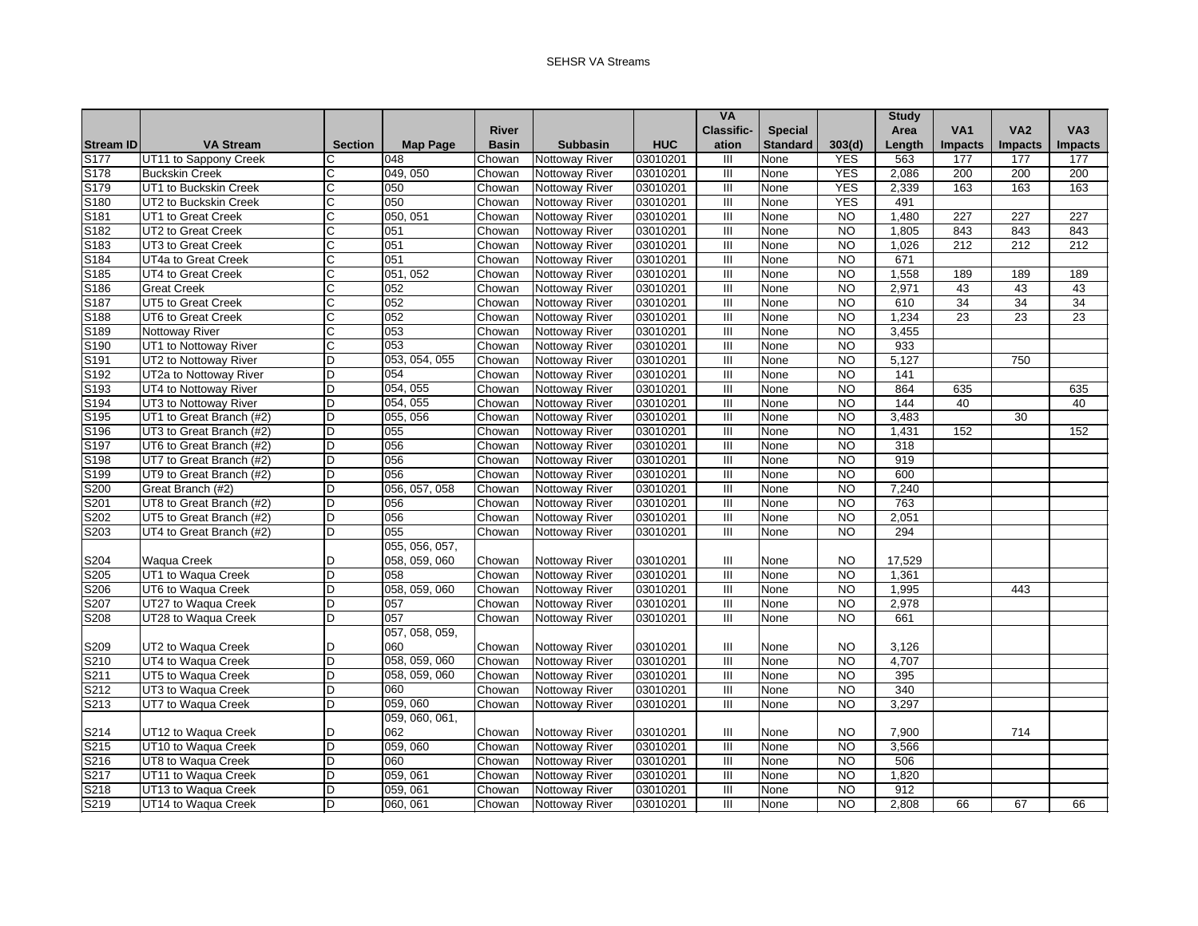| Stream ID | VA Stream | Section | Map Page | River Basin | Subbasin | HUC | VA Classific-ation | Special Standard | 303(d) | Study Area Length | VA1 Impacts | VA2 Impacts | VA3 Impacts |
|---|---|---|---|---|---|---|---|---|---|---|---|---|---|
| S177 | UT11 to Sappony Creek | C | 048 | Chowan | Nottoway River | 03010201 | III | None | YES | 563 | 177 | 177 | 177 |
| S178 | Buckskin Creek | C | 049, 050 | Chowan | Nottoway River | 03010201 | III | None | YES | 2,086 | 200 | 200 | 200 |
| S179 | UT1 to Buckskin Creek | C | 050 | Chowan | Nottoway River | 03010201 | III | None | YES | 2,339 | 163 | 163 | 163 |
| S180 | UT2 to Buckskin Creek | C | 050 | Chowan | Nottoway River | 03010201 | III | None | YES | 491 | | | |
| S181 | UT1 to Great Creek | C | 050, 051 | Chowan | Nottoway River | 03010201 | III | None | NO | 1,480 | 227 | 227 | 227 |
| S182 | UT2 to Great Creek | C | 051 | Chowan | Nottoway River | 03010201 | III | None | NO | 1,805 | 843 | 843 | 843 |
| S183 | UT3 to Great Creek | C | 051 | Chowan | Nottoway River | 03010201 | III | None | NO | 1,026 | 212 | 212 | 212 |
| S184 | UT4a to Great Creek | C | 051 | Chowan | Nottoway River | 03010201 | III | None | NO | 671 | | | |
| S185 | UT4 to Great Creek | C | 051, 052 | Chowan | Nottoway River | 03010201 | III | None | NO | 1,558 | 189 | 189 | 189 |
| S186 | Great Creek | C | 052 | Chowan | Nottoway River | 03010201 | III | None | NO | 2,971 | 43 | 43 | 43 |
| S187 | UT5 to Great Creek | C | 052 | Chowan | Nottoway River | 03010201 | III | None | NO | 610 | 34 | 34 | 34 |
| S188 | UT6 to Great Creek | C | 052 | Chowan | Nottoway River | 03010201 | III | None | NO | 1,234 | 23 | 23 | 23 |
| S189 | Nottoway River | C | 053 | Chowan | Nottoway River | 03010201 | III | None | NO | 3,455 | | | |
| S190 | UT1 to Nottoway River | C | 053 | Chowan | Nottoway River | 03010201 | III | None | NO | 933 | | | |
| S191 | UT2 to Nottoway River | D | 053, 054, 055 | Chowan | Nottoway River | 03010201 | III | None | NO | 5,127 | | 750 | |
| S192 | UT2a to Nottoway River | D | 054 | Chowan | Nottoway River | 03010201 | III | None | NO | 141 | | | |
| S193 | UT4 to Nottoway River | D | 054, 055 | Chowan | Nottoway River | 03010201 | III | None | NO | 864 | 635 | | 635 |
| S194 | UT3 to Nottoway River | D | 054, 055 | Chowan | Nottoway River | 03010201 | III | None | NO | 144 | 40 | | 40 |
| S195 | UT1 to Great Branch (#2) | D | 055, 056 | Chowan | Nottoway River | 03010201 | III | None | NO | 3,483 | | 30 | |
| S196 | UT3 to Great Branch (#2) | D | 055 | Chowan | Nottoway River | 03010201 | III | None | NO | 1,431 | 152 | | 152 |
| S197 | UT6 to Great Branch (#2) | D | 056 | Chowan | Nottoway River | 03010201 | III | None | NO | 318 | | | |
| S198 | UT7 to Great Branch (#2) | D | 056 | Chowan | Nottoway River | 03010201 | III | None | NO | 919 | | | |
| S199 | UT9 to Great Branch (#2) | D | 056 | Chowan | Nottoway River | 03010201 | III | None | NO | 600 | | | |
| S200 | Great Branch (#2) | D | 056, 057, 058 | Chowan | Nottoway River | 03010201 | III | None | NO | 7,240 | | | |
| S201 | UT8 to Great Branch (#2) | D | 056 | Chowan | Nottoway River | 03010201 | III | None | NO | 763 | | | |
| S202 | UT5 to Great Branch (#2) | D | 056 | Chowan | Nottoway River | 03010201 | III | None | NO | 2,051 | | | |
| S203 | UT4 to Great Branch (#2) | D | 055 | Chowan | Nottoway River | 03010201 | III | None | NO | 294 | | | |
| S204 | Waqua Creek | D | 055, 056, 057, 058, 059, 060 | Chowan | Nottoway River | 03010201 | III | None | NO | 17,529 | | | |
| S205 | UT1 to Waqua Creek | D | 058 | Chowan | Nottoway River | 03010201 | III | None | NO | 1,361 | | | |
| S206 | UT6 to Waqua Creek | D | 058, 059, 060 | Chowan | Nottoway River | 03010201 | III | None | NO | 1,995 | | 443 | |
| S207 | UT27 to Waqua Creek | D | 057 | Chowan | Nottoway River | 03010201 | III | None | NO | 2,978 | | | |
| S208 | UT28 to Waqua Creek | D | 057 | Chowan | Nottoway River | 03010201 | III | None | NO | 661 | | | |
| S209 | UT2 to Waqua Creek | D | 057, 058, 059, 060 | Chowan | Nottoway River | 03010201 | III | None | NO | 3,126 | | | |
| S210 | UT4 to Waqua Creek | D | 058, 059, 060 | Chowan | Nottoway River | 03010201 | III | None | NO | 4,707 | | | |
| S211 | UT5 to Waqua Creek | D | 058, 059, 060 | Chowan | Nottoway River | 03010201 | III | None | NO | 395 | | | |
| S212 | UT3 to Waqua Creek | D | 060 | Chowan | Nottoway River | 03010201 | III | None | NO | 340 | | | |
| S213 | UT7 to Waqua Creek | D | 059, 060 | Chowan | Nottoway River | 03010201 | III | None | NO | 3,297 | | | |
| S214 | UT12 to Waqua Creek | D | 059, 060, 061, 062 | Chowan | Nottoway River | 03010201 | III | None | NO | 7,900 | | 714 | |
| S215 | UT10 to Waqua Creek | D | 059, 060 | Chowan | Nottoway River | 03010201 | III | None | NO | 3,566 | | | |
| S216 | UT8 to Waqua Creek | D | 060 | Chowan | Nottoway River | 03010201 | III | None | NO | 506 | | | |
| S217 | UT11 to Waqua Creek | D | 059, 061 | Chowan | Nottoway River | 03010201 | III | None | NO | 1,820 | | | |
| S218 | UT13 to Waqua Creek | D | 059, 061 | Chowan | Nottoway River | 03010201 | III | None | NO | 912 | | | |
| S219 | UT14 to Waqua Creek | D | 060, 061 | Chowan | Nottoway River | 03010201 | III | None | NO | 2,808 | 66 | 67 | 66 |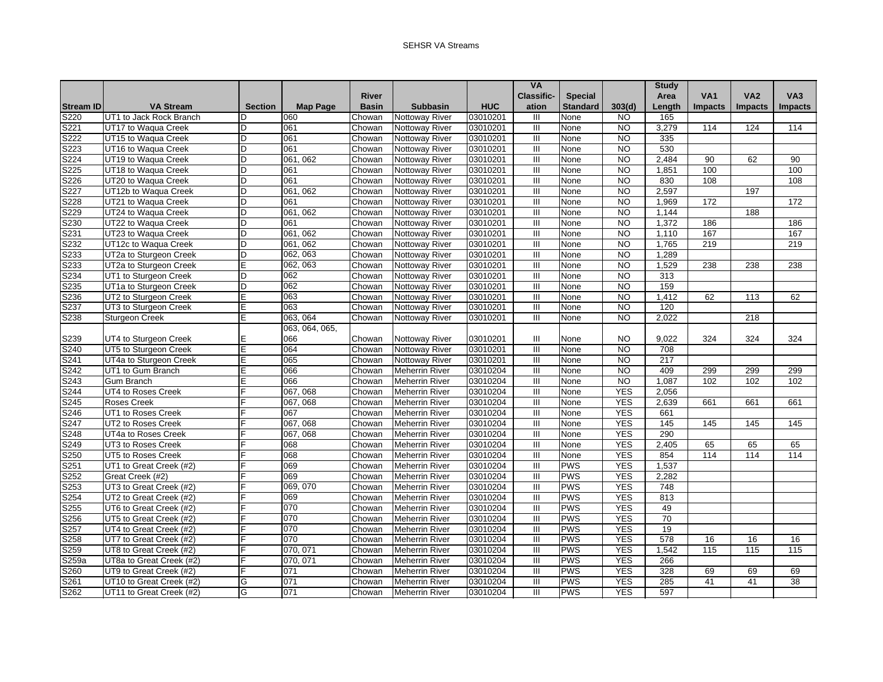SEHSR VA Streams

| Stream ID | VA Stream | Section | Map Page | River Basin | Subbasin | HUC | VA Classific-ation | Special Standard | 303(d) | Study Area Length | VA1 Impacts | VA2 Impacts | VA3 Impacts |
|---|---|---|---|---|---|---|---|---|---|---|---|---|---|
| S220 | UT1 to Jack Rock Branch | D | 060 | Chowan | Nottoway River | 03010201 | III | None | NO | 165 | | | |
| S221 | UT17 to Waqua Creek | D | 061 | Chowan | Nottoway River | 03010201 | III | None | NO | 3,279 | 114 | 124 | 114 |
| S222 | UT15 to Waqua Creek | D | 061 | Chowan | Nottoway River | 03010201 | III | None | NO | 335 | | | |
| S223 | UT16 to Waqua Creek | D | 061 | Chowan | Nottoway River | 03010201 | III | None | NO | 530 | | | |
| S224 | UT19 to Waqua Creek | D | 061, 062 | Chowan | Nottoway River | 03010201 | III | None | NO | 2,484 | 90 | 62 | 90 |
| S225 | UT18 to Waqua Creek | D | 061 | Chowan | Nottoway River | 03010201 | III | None | NO | 1,851 | 100 | | 100 |
| S226 | UT20 to Waqua Creek | D | 061 | Chowan | Nottoway River | 03010201 | III | None | NO | 830 | 108 | | 108 |
| S227 | UT12b to Waqua Creek | D | 061, 062 | Chowan | Nottoway River | 03010201 | III | None | NO | 2,597 | | 197 | |
| S228 | UT21 to Waqua Creek | D | 061 | Chowan | Nottoway River | 03010201 | III | None | NO | 1,969 | 172 | | 172 |
| S229 | UT24 to Waqua Creek | D | 061, 062 | Chowan | Nottoway River | 03010201 | III | None | NO | 1,144 | | 188 | |
| S230 | UT22 to Waqua Creek | D | 061 | Chowan | Nottoway River | 03010201 | III | None | NO | 1,372 | 186 | | 186 |
| S231 | UT23 to Waqua Creek | D | 061, 062 | Chowan | Nottoway River | 03010201 | III | None | NO | 1,110 | 167 | | 167 |
| S232 | UT12c to Waqua Creek | D | 061, 062 | Chowan | Nottoway River | 03010201 | III | None | NO | 1,765 | 219 | | 219 |
| S233 | UT2a to Sturgeon Creek | D | 062, 063 | Chowan | Nottoway River | 03010201 | III | None | NO | 1,289 | | | |
| S233 | UT2a to Sturgeon Creek | E | 062, 063 | Chowan | Nottoway River | 03010201 | III | None | NO | 1,529 | 238 | 238 | 238 |
| S234 | UT1 to Sturgeon Creek | D | 062 | Chowan | Nottoway River | 03010201 | III | None | NO | 313 | | | |
| S235 | UT1a to Sturgeon Creek | D | 062 | Chowan | Nottoway River | 03010201 | III | None | NO | 159 | | | |
| S236 | UT2 to Sturgeon Creek | E | 063 | Chowan | Nottoway River | 03010201 | III | None | NO | 1,412 | 62 | 113 | 62 |
| S237 | UT3 to Sturgeon Creek | E | 063 | Chowan | Nottoway River | 03010201 | III | None | NO | 120 | | | |
| S238 | Sturgeon Creek | E | 063, 064 | Chowan | Nottoway River | 03010201 | III | None | NO | 2,022 | | 218 | |
| S239 | UT4 to Sturgeon Creek | E | 063, 064, 065, 066 | Chowan | Nottoway River | 03010201 | III | None | NO | 9,022 | 324 | 324 | 324 |
| S240 | UT5 to Sturgeon Creek | E | 064 | Chowan | Nottoway River | 03010201 | III | None | NO | 708 | | | |
| S241 | UT4a to Sturgeon Creek | E | 065 | Chowan | Nottoway River | 03010201 | III | None | NO | 217 | | | |
| S242 | UT1 to Gum Branch | E | 066 | Chowan | Meherrin River | 03010204 | III | None | NO | 409 | 299 | 299 | 299 |
| S243 | Gum Branch | E | 066 | Chowan | Meherrin River | 03010204 | III | None | NO | 1,087 | 102 | 102 | 102 |
| S244 | UT4 to Roses Creek | F | 067, 068 | Chowan | Meherrin River | 03010204 | III | None | YES | 2,056 | | | |
| S245 | Roses Creek | F | 067, 068 | Chowan | Meherrin River | 03010204 | III | None | YES | 2,639 | 661 | 661 | 661 |
| S246 | UT1 to Roses Creek | F | 067 | Chowan | Meherrin River | 03010204 | III | None | YES | 661 | | | |
| S247 | UT2 to Roses Creek | F | 067, 068 | Chowan | Meherrin River | 03010204 | III | None | YES | 145 | 145 | 145 | 145 |
| S248 | UT4a to Roses Creek | F | 067, 068 | Chowan | Meherrin River | 03010204 | III | None | YES | 290 | | | |
| S249 | UT3 to Roses Creek | F | 068 | Chowan | Meherrin River | 03010204 | III | None | YES | 2,405 | 65 | 65 | 65 |
| S250 | UT5 to Roses Creek | F | 068 | Chowan | Meherrin River | 03010204 | III | None | YES | 854 | 114 | 114 | 114 |
| S251 | UT1 to Great Creek (#2) | F | 069 | Chowan | Meherrin River | 03010204 | III | PWS | YES | 1,537 | | | |
| S252 | Great Creek (#2) | F | 069 | Chowan | Meherrin River | 03010204 | III | PWS | YES | 2,282 | | | |
| S253 | UT3 to Great Creek (#2) | F | 069, 070 | Chowan | Meherrin River | 03010204 | III | PWS | YES | 748 | | | |
| S254 | UT2 to Great Creek (#2) | F | 069 | Chowan | Meherrin River | 03010204 | III | PWS | YES | 813 | | | |
| S255 | UT6 to Great Creek (#2) | F | 070 | Chowan | Meherrin River | 03010204 | III | PWS | YES | 49 | | | |
| S256 | UT5 to Great Creek (#2) | F | 070 | Chowan | Meherrin River | 03010204 | III | PWS | YES | 70 | | | |
| S257 | UT4 to Great Creek (#2) | F | 070 | Chowan | Meherrin River | 03010204 | III | PWS | YES | 19 | | | |
| S258 | UT7 to Great Creek (#2) | F | 070 | Chowan | Meherrin River | 03010204 | III | PWS | YES | 578 | 16 | 16 | 16 |
| S259 | UT8 to Great Creek (#2) | F | 070, 071 | Chowan | Meherrin River | 03010204 | III | PWS | YES | 1,542 | 115 | 115 | 115 |
| S259a | UT8a to Great Creek (#2) | F | 070, 071 | Chowan | Meherrin River | 03010204 | III | PWS | YES | 266 | | | |
| S260 | UT9 to Great Creek (#2) | F | 071 | Chowan | Meherrin River | 03010204 | III | PWS | YES | 328 | 69 | 69 | 69 |
| S261 | UT10 to Great Creek (#2) | G | 071 | Chowan | Meherrin River | 03010204 | III | PWS | YES | 285 | 41 | 41 | 38 |
| S262 | UT11 to Great Creek (#2) | G | 071 | Chowan | Meherrin River | 03010204 | III | PWS | YES | 597 | | | |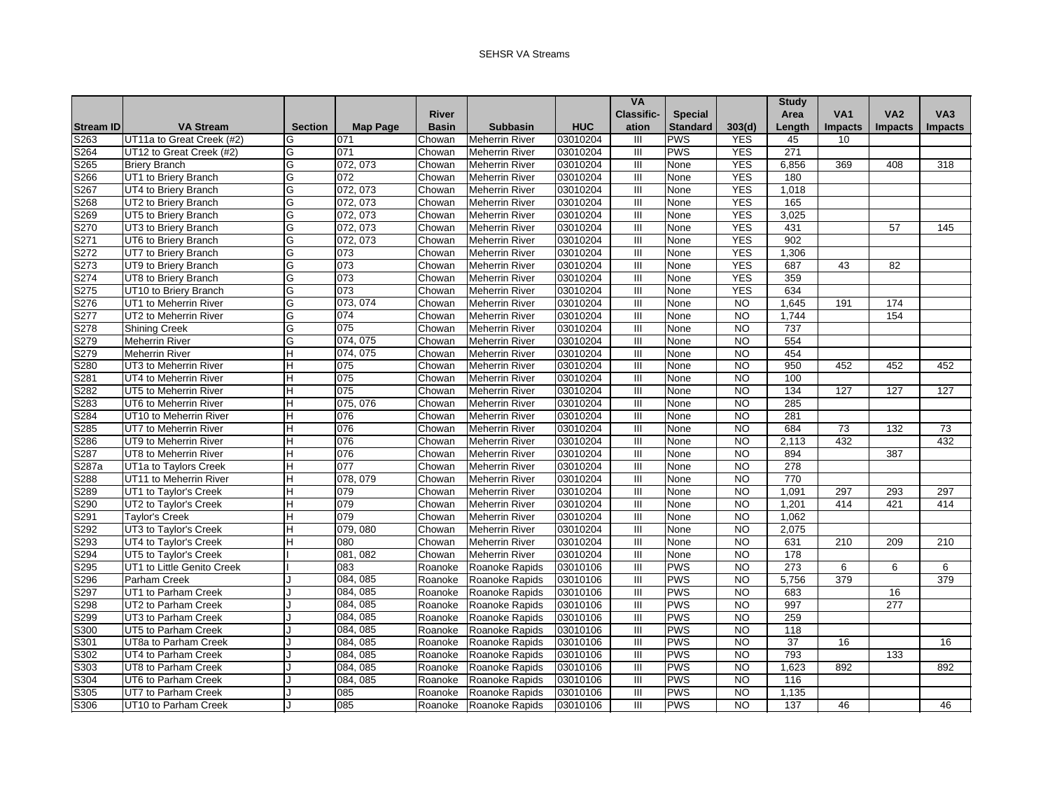| Stream ID | VA Stream | Section | Map Page | River Basin | Subbasin | HUC | VA Classific-ation | Special Standard | 303(d) | Study Area Length | VA1 Impacts | VA2 Impacts | VA3 Impacts |
|---|---|---|---|---|---|---|---|---|---|---|---|---|---|
| S263 | UT11a to Great Creek (#2) | G | 071 | Chowan | Meherrin River | 03010204 | III | PWS | YES | 45 | 10 | | |
| S264 | UT12 to Great Creek (#2) | G | 071 | Chowan | Meherrin River | 03010204 | III | PWS | YES | 271 | | | |
| S265 | Briery Branch | G | 072, 073 | Chowan | Meherrin River | 03010204 | III | None | YES | 6,856 | 369 | 408 | 318 |
| S266 | UT1 to Briery Branch | G | 072 | Chowan | Meherrin River | 03010204 | III | None | YES | 180 | | | |
| S267 | UT4 to Briery Branch | G | 072, 073 | Chowan | Meherrin River | 03010204 | III | None | YES | 1,018 | | | |
| S268 | UT2 to Briery Branch | G | 072, 073 | Chowan | Meherrin River | 03010204 | III | None | YES | 165 | | | |
| S269 | UT5 to Briery Branch | G | 072, 073 | Chowan | Meherrin River | 03010204 | III | None | YES | 3,025 | | | |
| S270 | UT3 to Briery Branch | G | 072, 073 | Chowan | Meherrin River | 03010204 | III | None | YES | 431 | | 57 | 145 |
| S271 | UT6 to Briery Branch | G | 072, 073 | Chowan | Meherrin River | 03010204 | III | None | YES | 902 | | | |
| S272 | UT7 to Briery Branch | G | 073 | Chowan | Meherrin River | 03010204 | III | None | YES | 1,306 | | | |
| S273 | UT9 to Briery Branch | G | 073 | Chowan | Meherrin River | 03010204 | III | None | YES | 687 | 43 | 82 | |
| S274 | UT8 to Briery Branch | G | 073 | Chowan | Meherrin River | 03010204 | III | None | YES | 359 | | | |
| S275 | UT10 to Briery Branch | G | 073 | Chowan | Meherrin River | 03010204 | III | None | YES | 634 | | | |
| S276 | UT1 to Meherrin River | G | 073, 074 | Chowan | Meherrin River | 03010204 | III | None | NO | 1,645 | 191 | 174 | |
| S277 | UT2 to Meherrin River | G | 074 | Chowan | Meherrin River | 03010204 | III | None | NO | 1,744 | | 154 | |
| S278 | Shining Creek | G | 075 | Chowan | Meherrin River | 03010204 | III | None | NO | 737 | | | |
| S279 | Meherrin River | G | 074, 075 | Chowan | Meherrin River | 03010204 | III | None | NO | 554 | | | |
| S279 | Meherrin River | H | 074, 075 | Chowan | Meherrin River | 03010204 | III | None | NO | 454 | | | |
| S280 | UT3 to Meherrin River | H | 075 | Chowan | Meherrin River | 03010204 | III | None | NO | 950 | 452 | 452 | 452 |
| S281 | UT4 to Meherrin River | H | 075 | Chowan | Meherrin River | 03010204 | III | None | NO | 100 | | | |
| S282 | UT5 to Meherrin River | H | 075 | Chowan | Meherrin River | 03010204 | III | None | NO | 134 | 127 | 127 | 127 |
| S283 | UT6 to Meherrin River | H | 075, 076 | Chowan | Meherrin River | 03010204 | III | None | NO | 285 | | | |
| S284 | UT10 to Meherrin River | H | 076 | Chowan | Meherrin River | 03010204 | III | None | NO | 281 | | | |
| S285 | UT7 to Meherrin River | H | 076 | Chowan | Meherrin River | 03010204 | III | None | NO | 684 | 73 | 132 | 73 |
| S286 | UT9 to Meherrin River | H | 076 | Chowan | Meherrin River | 03010204 | III | None | NO | 2,113 | 432 | | 432 |
| S287 | UT8 to Meherrin River | H | 076 | Chowan | Meherrin River | 03010204 | III | None | NO | 894 | | 387 | |
| S287a | UT1a to Taylors Creek | H | 077 | Chowan | Meherrin River | 03010204 | III | None | NO | 278 | | | |
| S288 | UT11 to Meherrin River | H | 078, 079 | Chowan | Meherrin River | 03010204 | III | None | NO | 770 | | | |
| S289 | UT1 to Taylor's Creek | H | 079 | Chowan | Meherrin River | 03010204 | III | None | NO | 1,091 | 297 | 293 | 297 |
| S290 | UT2 to Taylor's Creek | H | 079 | Chowan | Meherrin River | 03010204 | III | None | NO | 1,201 | 414 | 421 | 414 |
| S291 | Taylor's Creek | H | 079 | Chowan | Meherrin River | 03010204 | III | None | NO | 1,062 | | | |
| S292 | UT3 to Taylor's Creek | H | 079, 080 | Chowan | Meherrin River | 03010204 | III | None | NO | 2,075 | | | |
| S293 | UT4 to Taylor's Creek | H | 080 | Chowan | Meherrin River | 03010204 | III | None | NO | 631 | 210 | 209 | 210 |
| S294 | UT5 to Taylor's Creek | I | 081, 082 | Chowan | Meherrin River | 03010204 | III | None | NO | 178 | | | |
| S295 | UT1 to Little Genito Creek | I | 083 | Roanoke | Roanoke Rapids | 03010106 | III | PWS | NO | 273 | 6 | 6 | 6 |
| S296 | Parham Creek | J | 084, 085 | Roanoke | Roanoke Rapids | 03010106 | III | PWS | NO | 5,756 | 379 | | 379 |
| S297 | UT1 to Parham Creek | J | 084, 085 | Roanoke | Roanoke Rapids | 03010106 | III | PWS | NO | 683 | | 16 | |
| S298 | UT2 to Parham Creek | J | 084, 085 | Roanoke | Roanoke Rapids | 03010106 | III | PWS | NO | 997 | | 277 | |
| S299 | UT3 to Parham Creek | J | 084, 085 | Roanoke | Roanoke Rapids | 03010106 | III | PWS | NO | 259 | | | |
| S300 | UT5 to Parham Creek | J | 084, 085 | Roanoke | Roanoke Rapids | 03010106 | III | PWS | NO | 118 | | | |
| S301 | UT8a to Parham Creek | J | 084, 085 | Roanoke | Roanoke Rapids | 03010106 | III | PWS | NO | 37 | 16 | | 16 |
| S302 | UT4 to Parham Creek | J | 084, 085 | Roanoke | Roanoke Rapids | 03010106 | III | PWS | NO | 793 | | 133 | |
| S303 | UT8 to Parham Creek | J | 084, 085 | Roanoke | Roanoke Rapids | 03010106 | III | PWS | NO | 1,623 | 892 | | 892 |
| S304 | UT6 to Parham Creek | J | 084, 085 | Roanoke | Roanoke Rapids | 03010106 | III | PWS | NO | 116 | | | |
| S305 | UT7 to Parham Creek | J | 085 | Roanoke | Roanoke Rapids | 03010106 | III | PWS | NO | 1,135 | | | |
| S306 | UT10 to Parham Creek | J | 085 | Roanoke | Roanoke Rapids | 03010106 | III | PWS | NO | 137 | 46 | | 46 |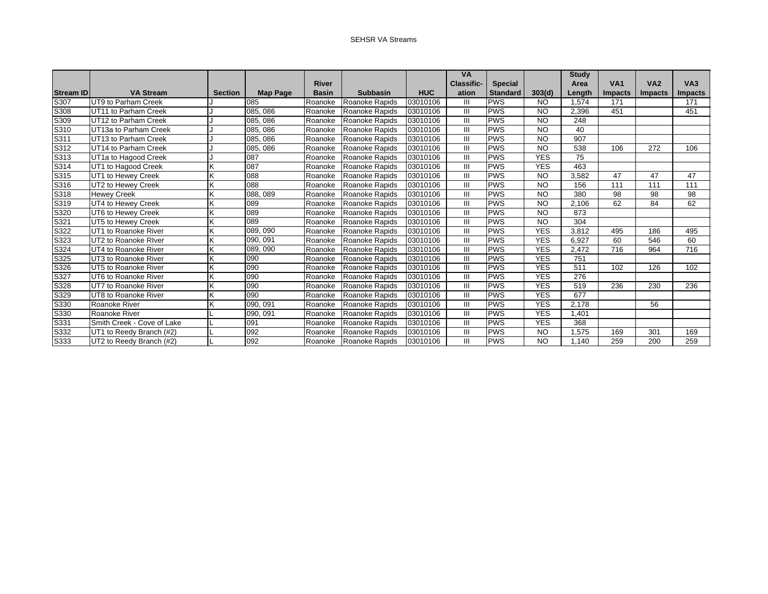SEHSR VA Streams

| Stream ID | VA Stream | Section | Map Page | River Basin | Subbasin | HUC | VA Classific-ation | Special Standard | 303(d) | Study Area Length | VA1 Impacts | VA2 Impacts | VA3 Impacts |
|---|---|---|---|---|---|---|---|---|---|---|---|---|---|
| S307 | UT9 to Parham Creek | J | 085 | Roanoke | Roanoke Rapids | 03010106 | III | PWS | NO | 1,574 | 171 | | 171 |
| S308 | UT11 to Parham Creek | J | 085, 086 | Roanoke | Roanoke Rapids | 03010106 | III | PWS | NO | 2,396 | 451 | | 451 |
| S309 | UT12 to Parham Creek | J | 085, 086 | Roanoke | Roanoke Rapids | 03010106 | III | PWS | NO | 248 | | | |
| S310 | UT13a to Parham Creek | J | 085, 086 | Roanoke | Roanoke Rapids | 03010106 | III | PWS | NO | 40 | | | |
| S311 | UT13 to Parham Creek | J | 085, 086 | Roanoke | Roanoke Rapids | 03010106 | III | PWS | NO | 907 | | | |
| S312 | UT14 to Parham Creek | J | 085, 086 | Roanoke | Roanoke Rapids | 03010106 | III | PWS | NO | 538 | 106 | 272 | 106 |
| S313 | UT1a to Hagood Creek | J | 087 | Roanoke | Roanoke Rapids | 03010106 | III | PWS | YES | 75 | | | |
| S314 | UT1 to Hagood Creek | K | 087 | Roanoke | Roanoke Rapids | 03010106 | III | PWS | YES | 463 | | | |
| S315 | UT1 to Hewey Creek | K | 088 | Roanoke | Roanoke Rapids | 03010106 | III | PWS | NO | 3,582 | 47 | 47 | 47 |
| S316 | UT2 to Hewey Creek | K | 088 | Roanoke | Roanoke Rapids | 03010106 | III | PWS | NO | 156 | 111 | 111 | 111 |
| S318 | Hewey Creek | K | 088, 089 | Roanoke | Roanoke Rapids | 03010106 | III | PWS | NO | 380 | 98 | 98 | 98 |
| S319 | UT4 to Hewey Creek | K | 089 | Roanoke | Roanoke Rapids | 03010106 | III | PWS | NO | 2,106 | 62 | 84 | 62 |
| S320 | UT6 to Hewey Creek | K | 089 | Roanoke | Roanoke Rapids | 03010106 | III | PWS | NO | 873 | | | |
| S321 | UT5 to Hewey Creek | K | 089 | Roanoke | Roanoke Rapids | 03010106 | III | PWS | NO | 304 | | | |
| S322 | UT1 to Roanoke River | K | 089, 090 | Roanoke | Roanoke Rapids | 03010106 | III | PWS | YES | 3,812 | 495 | 186 | 495 |
| S323 | UT2 to Roanoke RIver | K | 090, 091 | Roanoke | Roanoke Rapids | 03010106 | III | PWS | YES | 6,927 | 60 | 546 | 60 |
| S324 | UT4 to Roanoke River | K | 089, 090 | Roanoke | Roanoke Rapids | 03010106 | III | PWS | YES | 2,472 | 716 | 964 | 716 |
| S325 | UT3 to Roanoke River | K | 090 | Roanoke | Roanoke Rapids | 03010106 | III | PWS | YES | 751 | | | |
| S326 | UT5 to Roanoke River | K | 090 | Roanoke | Roanoke Rapids | 03010106 | III | PWS | YES | 511 | 102 | 126 | 102 |
| S327 | UT6 to Roanoke River | K | 090 | Roanoke | Roanoke Rapids | 03010106 | III | PWS | YES | 276 | | | |
| S328 | UT7 to Roanoke River | K | 090 | Roanoke | Roanoke Rapids | 03010106 | III | PWS | YES | 519 | 236 | 230 | 236 |
| S329 | UT8 to Roanoke River | K | 090 | Roanoke | Roanoke Rapids | 03010106 | III | PWS | YES | 677 | | | |
| S330 | Roanoke River | K | 090, 091 | Roanoke | Roanoke Rapids | 03010106 | III | PWS | YES | 2,178 | | 56 | |
| S330 | Roanoke River | L | 090, 091 | Roanoke | Roanoke Rapids | 03010106 | III | PWS | YES | 1,401 | | | |
| S331 | Smith Creek - Cove of Lake | L | 091 | Roanoke | Roanoke Rapids | 03010106 | III | PWS | YES | 368 | | | |
| S332 | UT1 to Reedy Branch (#2) | L | 092 | Roanoke | Roanoke Rapids | 03010106 | III | PWS | NO | 1,575 | 169 | 301 | 169 |
| S333 | UT2 to Reedy Branch (#2) | L | 092 | Roanoke | Roanoke Rapids | 03010106 | III | PWS | NO | 1,140 | 259 | 200 | 259 |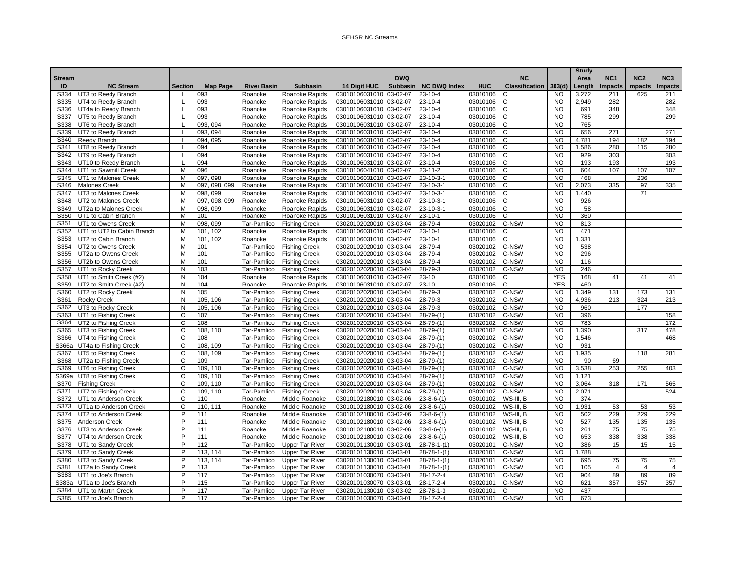SEHSR NC Streams

| Stream ID | NC Stream | Section | Map Page | River Basin | Subbasin | 14 Digit HUC | DWQ Subbasin | NC DWQ Index | HUC | NC Classification | 303(d) | Study Area Length | NC1 Impacts | NC2 Impacts | NC3 Impacts |
|---|---|---|---|---|---|---|---|---|---|---|---|---|---|---|---|
| S334 | UT3 to Reedy Branch | L | 093 | Roanoke | Roanoke Rapids | 03010106031010 | 03-02-07 | 23-10-4 | 03010106 | C | NO | 3,272 | 211 | 625 | 211 |
| S335 | UT4 to Reedy Branch | L | 093 | Roanoke | Roanoke Rapids | 03010106031010 | 03-02-07 | 23-10-4 | 03010106 | C | NO | 2,949 | 282 | | 282 |
| S336 | UT4a to Reedy Branch | L | 093 | Roanoke | Roanoke Rapids | 03010106031010 | 03-02-07 | 23-10-4 | 03010106 | C | NO | 691 | 348 | | 348 |
| S337 | UT5 to Reedy Branch | L | 093 | Roanoke | Roanoke Rapids | 03010106031010 | 03-02-07 | 23-10-4 | 03010106 | C | NO | 785 | 299 | | 299 |
| S338 | UT6 to Reedy Branch | L | 093, 094 | Roanoke | Roanoke Rapids | 03010106031010 | 03-02-07 | 23-10-4 | 03010106 | C | NO | 765 | | | |
| S339 | UT7 to Reedy Branch | L | 093, 094 | Roanoke | Roanoke Rapids | 03010106031010 | 03-02-07 | 23-10-4 | 03010106 | C | NO | 656 | 271 | | 271 |
| S340 | Reedy Branch | L | 094, 095 | Roanoke | Roanoke Rapids | 03010106031010 | 03-02-07 | 23-10-4 | 03010106 | C | NO | 4,781 | 194 | 182 | 194 |
| S341 | UT8 to Reedy Branch | L | 094 | Roanoke | Roanoke Rapids | 03010106031010 | 03-02-07 | 23-10-4 | 03010106 | C | NO | 1,586 | 280 | 115 | 280 |
| S342 | UT9 to Reedy Branch | L | 094 | Roanoke | Roanoke Rapids | 03010106031010 | 03-02-07 | 23-10-4 | 03010106 | C | NO | 929 | 303 | | 303 |
| S343 | UT10 to Reedy Branch | L | 094 | Roanoke | Roanoke Rapids | 03010106031010 | 03-02-07 | 23-10-4 | 03010106 | C | NO | 193 | 193 | | 193 |
| S344 | UT1 to Sawmill Creek | M | 096 | Roanoke | Roanoke Rapids | 03010106041010 | 03-02-07 | 23-11-2 | 03010106 | C | NO | 604 | 107 | 107 | 107 |
| S345 | UT1 to Malones Creek | M | 097, 098 | Roanoke | Roanoke Rapids | 03010106031010 | 03-02-07 | 23-10-3-1 | 03010106 | C | NO | 468 | | 236 | |
| S346 | Malones Creek | M | 097, 098, 099 | Roanoke | Roanoke Rapids | 03010106031010 | 03-02-07 | 23-10-3-1 | 03010106 | C | NO | 2,073 | 335 | 97 | 335 |
| S347 | UT3 to Malones Creek | M | 098, 099 | Roanoke | Roanoke Rapids | 03010106031010 | 03-02-07 | 23-10-3-1 | 03010106 | C | NO | 1,440 | | 71 | |
| S348 | UT2 to Malones Creek | M | 097, 098, 099 | Roanoke | Roanoke Rapids | 03010106031010 | 03-02-07 | 23-10-3-1 | 03010106 | C | NO | 926 | | | |
| S349 | UT2a to Malones Creek | M | 098, 099 | Roanoke | Roanoke Rapids | 03010106031010 | 03-02-07 | 23-10-3-1 | 03010106 | C | NO | 58 | | | |
| S350 | UT1 to Cabin Branch | M | 101 | Roanoke | Roanoke Rapids | 03010106031010 | 03-02-07 | 23-10-1 | 03010106 | C | NO | 360 | | | |
| S351 | UT1 to Owens Creek | M | 098, 099 | Tar-Pamlico | Fishing Creek | 03020102020010 | 03-03-04 | 28-79-4 | 03020102 | C-NSW | NO | 813 | | | |
| S352 | UT1 to UT2 to Cabin Branch | M | 101, 102 | Roanoke | Roanoke Rapids | 03010106031010 | 03-02-07 | 23-10-1 | 03010106 | C | NO | 471 | | | |
| S353 | UT2 to Cabin Branch | M | 101, 102 | Roanoke | Roanoke Rapids | 03010106031010 | 03-02-07 | 23-10-1 | 03010106 | C | NO | 1,331 | | | |
| S354 | UT2 to Owens Creek | M | 101 | Tar-Pamlico | Fishing Creek | 03020102020010 | 03-03-04 | 28-79-4 | 03020102 | C-NSW | NO | 538 | | | |
| S355 | UT2a to Owens Creek | M | 101 | Tar-Pamlico | Fishing Creek | 03020102020010 | 03-03-04 | 28-79-4 | 03020102 | C-NSW | NO | 296 | | | |
| S356 | UT2b to Owens Creek | M | 101 | Tar-Pamlico | Fishing Creek | 03020102020010 | 03-03-04 | 28-79-4 | 03020102 | C-NSW | NO | 116 | | | |
| S357 | UT1 to Rocky Creek | N | 103 | Tar-Pamlico | Fishing Creek | 03020102020010 | 03-03-04 | 28-79-3 | 03020102 | C-NSW | NO | 246 | | | |
| S358 | UT1 to Smith Creek (#2) | N | 104 | Roanoke | Roanoke Rapids | 03010106031010 | 03-02-07 | 23-10 | 03010106 | C | YES | 168 | 41 | 41 | 41 |
| S359 | UT2 to Smith Creek (#2) | N | 104 | Roanoke | Roanoke Rapids | 03010106031010 | 03-02-07 | 23-10 | 03010106 | C | YES | 460 | | | |
| S360 | UT2 to Rocky Creek | N | 105 | Tar-Pamlico | Fishing Creek | 03020102020010 | 03-03-04 | 28-79-3 | 03020102 | C-NSW | NO | 1,349 | 131 | 173 | 131 |
| S361 | Rocky Creek | N | 105, 106 | Tar-Pamlico | Fishing Creek | 03020102020010 | 03-03-04 | 28-79-3 | 03020102 | C-NSW | NO | 4,936 | 213 | 324 | 213 |
| S362 | UT3 to Rocky Creek | N | 105, 106 | Tar-Pamlico | Fishing Creek | 03020102020010 | 03-03-04 | 28-79-3 | 03020102 | C-NSW | NO | 960 | | 177 | |
| S363 | UT1 to Fishing Creek | O | 107 | Tar-Pamlico | Fishing Creek | 03020102020010 | 03-03-04 | 28-79-(1) | 03020102 | C-NSW | NO | 396 | | | 158 |
| S364 | UT2 to Fishing Creek | O | 108 | Tar-Pamlico | Fishing Creek | 03020102020010 | 03-03-04 | 28-79-(1) | 03020102 | C-NSW | NO | 783 | | | 172 |
| S365 | UT3 to Fishing Creek | O | 108, 110 | Tar-Pamlico | Fishing Creek | 03020102020010 | 03-03-04 | 28-79-(1) | 03020102 | C-NSW | NO | 1,390 | | 317 | 478 |
| S366 | UT4 to Fishing Creek | O | 108 | Tar-Pamlico | Fishing Creek | 03020102020010 | 03-03-04 | 28-79-(1) | 03020102 | C-NSW | NO | 1,546 | | | 468 |
| S366a | UT4a to Fishing Creek | O | 108, 109 | Tar-Pamlico | Fishing Creek | 03020102020010 | 03-03-04 | 28-79-(1) | 03020102 | C-NSW | NO | 931 | | | |
| S367 | UT5 to Fishing Creek | O | 108, 109 | Tar-Pamlico | Fishing Creek | 03020102020010 | 03-03-04 | 28-79-(1) | 03020102 | C-NSW | NO | 1,935 | | 118 | 281 |
| S368 | UT2a to Fishing Creek | O | 109 | Tar-Pamlico | Fishing Creek | 03020102020010 | 03-03-04 | 28-79-(1) | 03020102 | C-NSW | NO | 90 | 69 | | |
| S369 | UT6 to Fishing Creek | O | 109, 110 | Tar-Pamlico | Fishing Creek | 03020102020010 | 03-03-04 | 28-79-(1) | 03020102 | C-NSW | NO | 3,538 | 253 | 255 | 403 |
| S369a | UT8 to Fishing Creek | O | 109, 110 | Tar-Pamlico | Fishing Creek | 03020102020010 | 03-03-04 | 28-79-(1) | 03020102 | C-NSW | NO | 1,121 | | | |
| S370 | Fishing Creek | O | 109, 110 | Tar-Pamlico | Fishing Creek | 03020102020010 | 03-03-04 | 28-79-(1) | 03020102 | C-NSW | NO | 3,064 | 318 | 171 | 565 |
| S371 | UT7 to Fishing Creek | O | 109, 110 | Tar-Pamlico | Fishing Creek | 03020102020010 | 03-03-04 | 28-79-(1) | 03020102 | C-NSW | NO | 2,071 | | | 524 |
| S372 | UT1 to Anderson Creek | O | 110 | Roanoke | Middle Roanoke | 03010102180010 | 03-02-06 | 23-8-6-(1) | 03010102 | WS-III, B | NO | 374 | | | |
| S373 | UT1a to Anderson Creek | O | 110, 111 | Roanoke | Middle Roanoke | 03010102180010 | 03-02-06 | 23-8-6-(1) | 03010102 | WS-III, B | NO | 1,931 | 53 | 53 | 53 |
| S374 | UT2 to Anderson Creek | P | 111 | Roanoke | Middle Roanoke | 03010102180010 | 03-02-06 | 23-8-6-(1) | 03010102 | WS-III, B | NO | 502 | 229 | 229 | 229 |
| S375 | Anderson Creek | P | 111 | Roanoke | Middle Roanoke | 03010102180010 | 03-02-06 | 23-8-6-(1) | 03010102 | WS-III, B | NO | 527 | 135 | 135 | 135 |
| S376 | UT3 to Anderson Creek | P | 111 | Roanoke | Middle Roanoke | 03010102180010 | 03-02-06 | 23-8-6-(1) | 03010102 | WS-III, B | NO | 261 | 75 | 75 | 75 |
| S377 | UT4 to Anderson Creek | P | 111 | Roanoke | Middle Roanoke | 03010102180010 | 03-02-06 | 23-8-6-(1) | 03010102 | WS-III, B | NO | 653 | 338 | 338 | 338 |
| S378 | UT1 to Sandy Creek | P | 112 | Tar-Pamlico | Upper Tar River | 03020101130010 | 03-03-01 | 28-78-1-(1) | 03020101 | C-NSW | NO | 386 | 15 | 15 | 15 |
| S379 | UT2 to Sandy Creek | P | 113, 114 | Tar-Pamlico | Upper Tar River | 03020101130010 | 03-03-01 | 28-78-1-(1) | 03020101 | C-NSW | NO | 1,788 | | | |
| S380 | UT3 to Sandy Creek | P | 113, 114 | Tar-Pamlico | Upper Tar River | 03020101130010 | 03-03-01 | 28-78-1-(1) | 03020101 | C-NSW | NO | 695 | 75 | 75 | 75 |
| S381 | UT2a to Sandy Creek | P | 113 | Tar-Pamlico | Upper Tar River | 03020101130010 | 03-03-01 | 28-78-1-(1) | 03020101 | C-NSW | NO | 105 | 4 | 4 | 4 |
| S383 | UT1 to Joe's Branch | P | 117 | Tar-Pamlico | Upper Tar River | 03020101030070 | 03-03-01 | 28-17-2-4 | 03020101 | C-NSW | NO | 904 | 89 | 89 | 89 |
| S383a | UT1a to Joe's Branch | P | 115 | Tar-Pamlico | Upper Tar River | 03020101030070 | 03-03-01 | 28-17-2-4 | 03020101 | C-NSW | NO | 621 | 357 | 357 | 357 |
| S384 | UT1 to Martin Creek | P | 117 | Tar-Pamlico | Upper Tar River | 03020101130010 | 03-03-02 | 28-78-1-3 | 03020101 | C | NO | 437 | | | |
| S385 | UT2 to Joe's Branch | P | 117 | Tar-Pamlico | Upper Tar River | 03020101030070 | 03-03-01 | 28-17-2-4 | 03020101 | C-NSW | NO | 673 | | | |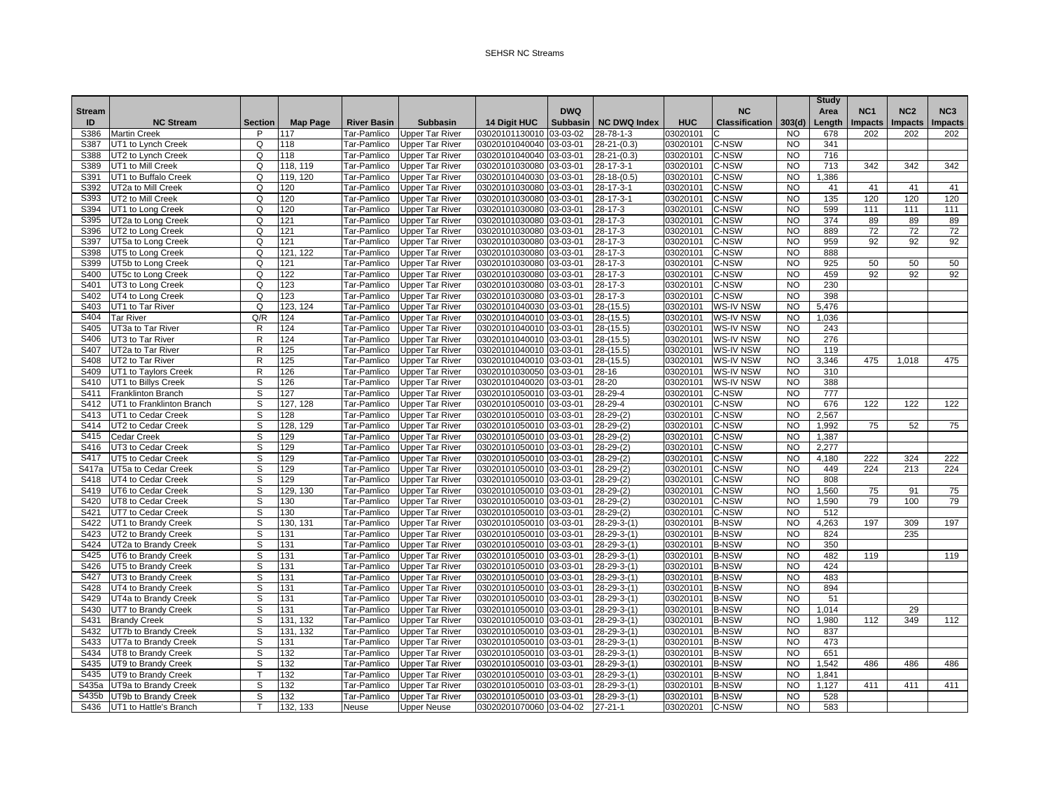| Stream ID | NC Stream | Section | Map Page | River Basin | Subbasin | 14 Digit HUC | DWQ Subbasin | NC DWQ Index | HUC | NC Classification | 303(d) | Study Area Length | NC1 Impacts | NC2 Impacts | NC3 Impacts |
|---|---|---|---|---|---|---|---|---|---|---|---|---|---|---|---|
| S386 | Martin Creek | P | 117 | Tar-Pamlico | Upper Tar River | 03020101130010 | 03-03-02 | 28-78-1-3 | 03020101 | C | NO | 678 | 202 | 202 | 202 |
| S387 | UT1 to Lynch Creek | Q | 118 | Tar-Pamlico | Upper Tar River | 03020101040040 | 03-03-01 | 28-21-(0.3) | 03020101 | C-NSW | NO | 341 | | | |
| S388 | UT2 to Lynch Creek | Q | 118 | Tar-Pamlico | Upper Tar River | 03020101040040 | 03-03-01 | 28-21-(0.3) | 03020101 | C-NSW | NO | 716 | | | |
| S389 | UT1 to Mill Creek | Q | 118, 119 | Tar-Pamlico | Upper Tar River | 03020101030080 | 03-03-01 | 28-17-3-1 | 03020101 | C-NSW | NO | 713 | 342 | 342 | 342 |
| S391 | UT1 to Buffalo Creek | Q | 119, 120 | Tar-Pamlico | Upper Tar River | 03020101040030 | 03-03-01 | 28-18-(0.5) | 03020101 | C-NSW | NO | 1,386 | | | |
| S392 | UT2a to Mill Creek | Q | 120 | Tar-Pamlico | Upper Tar River | 03020101030080 | 03-03-01 | 28-17-3-1 | 03020101 | C-NSW | NO | 41 | 41 | 41 | 41 |
| S393 | UT2 to Mill Creek | Q | 120 | Tar-Pamlico | Upper Tar River | 03020101030080 | 03-03-01 | 28-17-3-1 | 03020101 | C-NSW | NO | 135 | 120 | 120 | 120 |
| S394 | UT1 to Long Creek | Q | 120 | Tar-Pamlico | Upper Tar River | 03020101030080 | 03-03-01 | 28-17-3 | 03020101 | C-NSW | NO | 599 | 111 | 111 | 111 |
| S395 | UT2a to Long Creek | Q | 121 | Tar-Pamlico | Upper Tar River | 03020101030080 | 03-03-01 | 28-17-3 | 03020101 | C-NSW | NO | 374 | 89 | 89 | 89 |
| S396 | UT2 to Long Creek | Q | 121 | Tar-Pamlico | Upper Tar River | 03020101030080 | 03-03-01 | 28-17-3 | 03020101 | C-NSW | NO | 889 | 72 | 72 | 72 |
| S397 | UT5a to Long Creek | Q | 121 | Tar-Pamlico | Upper Tar River | 03020101030080 | 03-03-01 | 28-17-3 | 03020101 | C-NSW | NO | 959 | 92 | 92 | 92 |
| S398 | UT5 to Long Creek | Q | 121, 122 | Tar-Pamlico | Upper Tar River | 03020101030080 | 03-03-01 | 28-17-3 | 03020101 | C-NSW | NO | 888 | | | |
| S399 | UT5b to Long Creek | Q | 121 | Tar-Pamlico | Upper Tar River | 03020101030080 | 03-03-01 | 28-17-3 | 03020101 | C-NSW | NO | 925 | 50 | 50 | 50 |
| S400 | UT5c to Long Creek | Q | 122 | Tar-Pamlico | Upper Tar River | 03020101030080 | 03-03-01 | 28-17-3 | 03020101 | C-NSW | NO | 459 | 92 | 92 | 92 |
| S401 | UT3 to Long Creek | Q | 123 | Tar-Pamlico | Upper Tar River | 03020101030080 | 03-03-01 | 28-17-3 | 03020101 | C-NSW | NO | 230 | | | |
| S402 | UT4 to Long Creek | Q | 123 | Tar-Pamlico | Upper Tar River | 03020101030080 | 03-03-01 | 28-17-3 | 03020101 | C-NSW | NO | 398 | | | |
| S403 | UT1 to Tar River | Q | 123, 124 | Tar-Pamlico | Upper Tar River | 03020101040030 | 03-03-01 | 28-(15.5) | 03020101 | WS-IV NSW | NO | 5,476 | | | |
| S404 | Tar River | Q/R | 124 | Tar-Pamlico | Upper Tar River | 03020101040010 | 03-03-01 | 28-(15.5) | 03020101 | WS-IV NSW | NO | 1,036 | | | |
| S405 | UT3a to Tar River | R | 124 | Tar-Pamlico | Upper Tar River | 03020101040010 | 03-03-01 | 28-(15.5) | 03020101 | WS-IV NSW | NO | 243 | | | |
| S406 | UT3 to Tar River | R | 124 | Tar-Pamlico | Upper Tar River | 03020101040010 | 03-03-01 | 28-(15.5) | 03020101 | WS-IV NSW | NO | 276 | | | |
| S407 | UT2a to Tar River | R | 125 | Tar-Pamlico | Upper Tar River | 03020101040010 | 03-03-01 | 28-(15.5) | 03020101 | WS-IV NSW | NO | 119 | | | |
| S408 | UT2 to Tar River | R | 125 | Tar-Pamlico | Upper Tar River | 03020101040010 | 03-03-01 | 28-(15.5) | 03020101 | WS-IV NSW | NO | 3,346 | 475 | 1,018 | 475 |
| S409 | UT1 to Taylors Creek | R | 126 | Tar-Pamlico | Upper Tar River | 03020101030050 | 03-03-01 | 28-16 | 03020101 | WS-IV NSW | NO | 310 | | | |
| S410 | UT1 to Billys Creek | S | 126 | Tar-Pamlico | Upper Tar River | 03020101040020 | 03-03-01 | 28-20 | 03020101 | WS-IV NSW | NO | 388 | | | |
| S411 | Franklinton Branch | S | 127 | Tar-Pamlico | Upper Tar River | 03020101050010 | 03-03-01 | 28-29-4 | 03020101 | C-NSW | NO | 777 | | | |
| S412 | UT1 to Franklinton Branch | S | 127, 128 | Tar-Pamlico | Upper Tar River | 03020101050010 | 03-03-01 | 28-29-4 | 03020101 | C-NSW | NO | 676 | 122 | 122 | 122 |
| S413 | UT1 to Cedar Creek | S | 128 | Tar-Pamlico | Upper Tar River | 03020101050010 | 03-03-01 | 28-29-(2) | 03020101 | C-NSW | NO | 2,567 | | | |
| S414 | UT2 to Cedar Creek | S | 128, 129 | Tar-Pamlico | Upper Tar River | 03020101050010 | 03-03-01 | 28-29-(2) | 03020101 | C-NSW | NO | 1,992 | 75 | 52 | 75 |
| S415 | Cedar Creek | S | 129 | Tar-Pamlico | Upper Tar River | 03020101050010 | 03-03-01 | 28-29-(2) | 03020101 | C-NSW | NO | 1,387 | | | |
| S416 | UT3 to Cedar Creek | S | 129 | Tar-Pamlico | Upper Tar River | 03020101050010 | 03-03-01 | 28-29-(2) | 03020101 | C-NSW | NO | 2,277 | | | |
| S417 | UT5 to Cedar Creek | S | 129 | Tar-Pamlico | Upper Tar River | 03020101050010 | 03-03-01 | 28-29-(2) | 03020101 | C-NSW | NO | 4,180 | 222 | 324 | 222 |
| S417a | UT5a to Cedar Creek | S | 129 | Tar-Pamlico | Upper Tar River | 03020101050010 | 03-03-01 | 28-29-(2) | 03020101 | C-NSW | NO | 449 | 224 | 213 | 224 |
| S418 | UT4 to Cedar Creek | S | 129 | Tar-Pamlico | Upper Tar River | 03020101050010 | 03-03-01 | 28-29-(2) | 03020101 | C-NSW | NO | 808 | | | |
| S419 | UT6 to Cedar Creek | S | 129, 130 | Tar-Pamlico | Upper Tar River | 03020101050010 | 03-03-01 | 28-29-(2) | 03020101 | C-NSW | NO | 1,560 | 75 | 91 | 75 |
| S420 | UT8 to Cedar Creek | S | 130 | Tar-Pamlico | Upper Tar River | 03020101050010 | 03-03-01 | 28-29-(2) | 03020101 | C-NSW | NO | 1,590 | 79 | 100 | 79 |
| S421 | UT7 to Cedar Creek | S | 130 | Tar-Pamlico | Upper Tar River | 03020101050010 | 03-03-01 | 28-29-(2) | 03020101 | C-NSW | NO | 512 | | | |
| S422 | UT1 to Brandy Creek | S | 130, 131 | Tar-Pamlico | Upper Tar River | 03020101050010 | 03-03-01 | 28-29-3-(1) | 03020101 | B-NSW | NO | 4,263 | 197 | 309 | 197 |
| S423 | UT2 to Brandy Creek | S | 131 | Tar-Pamlico | Upper Tar River | 03020101050010 | 03-03-01 | 28-29-3-(1) | 03020101 | B-NSW | NO | 824 | | 235 | |
| S424 | UT2a to Brandy Creek | S | 131 | Tar-Pamlico | Upper Tar River | 03020101050010 | 03-03-01 | 28-29-3-(1) | 03020101 | B-NSW | NO | 350 | | | |
| S425 | UT6 to Brandy Creek | S | 131 | Tar-Pamlico | Upper Tar River | 03020101050010 | 03-03-01 | 28-29-3-(1) | 03020101 | B-NSW | NO | 482 | 119 | | 119 |
| S426 | UT5 to Brandy Creek | S | 131 | Tar-Pamlico | Upper Tar River | 03020101050010 | 03-03-01 | 28-29-3-(1) | 03020101 | B-NSW | NO | 424 | | | |
| S427 | UT3 to Brandy Creek | S | 131 | Tar-Pamlico | Upper Tar River | 03020101050010 | 03-03-01 | 28-29-3-(1) | 03020101 | B-NSW | NO | 483 | | | |
| S428 | UT4 to Brandy Creek | S | 131 | Tar-Pamlico | Upper Tar River | 03020101050010 | 03-03-01 | 28-29-3-(1) | 03020101 | B-NSW | NO | 894 | | | |
| S429 | UT4a to Brandy Creek | S | 131 | Tar-Pamlico | Upper Tar River | 03020101050010 | 03-03-01 | 28-29-3-(1) | 03020101 | B-NSW | NO | 51 | | | |
| S430 | UT7 to Brandy Creek | S | 131 | Tar-Pamlico | Upper Tar River | 03020101050010 | 03-03-01 | 28-29-3-(1) | 03020101 | B-NSW | NO | 1,014 | | 29 | |
| S431 | Brandy Creek | S | 131, 132 | Tar-Pamlico | Upper Tar River | 03020101050010 | 03-03-01 | 28-29-3-(1) | 03020101 | B-NSW | NO | 1,980 | 112 | 349 | 112 |
| S432 | UT7b to Brandy Creek | S | 131, 132 | Tar-Pamlico | Upper Tar River | 03020101050010 | 03-03-01 | 28-29-3-(1) | 03020101 | B-NSW | NO | 837 | | | |
| S433 | UT7a to Brandy Creek | S | 131 | Tar-Pamlico | Upper Tar River | 03020101050010 | 03-03-01 | 28-29-3-(1) | 03020101 | B-NSW | NO | 473 | | | |
| S434 | UT8 to Brandy Creek | S | 132 | Tar-Pamlico | Upper Tar River | 03020101050010 | 03-03-01 | 28-29-3-(1) | 03020101 | B-NSW | NO | 651 | | | |
| S435 | UT9 to Brandy Creek | S | 132 | Tar-Pamlico | Upper Tar River | 03020101050010 | 03-03-01 | 28-29-3-(1) | 03020101 | B-NSW | NO | 1,542 | 486 | 486 | 486 |
| S435 | UT9 to Brandy Creek | T | 132 | Tar-Pamlico | Upper Tar River | 03020101050010 | 03-03-01 | 28-29-3-(1) | 03020101 | B-NSW | NO | 1,841 | | | |
| S435a | UT9a to Brandy Creek | S | 132 | Tar-Pamlico | Upper Tar River | 03020101050010 | 03-03-01 | 28-29-3-(1) | 03020101 | B-NSW | NO | 1,127 | 411 | 411 | 411 |
| S435b | UT9b to Brandy Creek | S | 132 | Tar-Pamlico | Upper Tar River | 03020101050010 | 03-03-01 | 28-29-3-(1) | 03020101 | B-NSW | NO | 528 | | | |
| S436 | UT1 to Hattle's Branch | T | 132, 133 | Neuse | Upper Neuse | 03020201070060 | 03-04-02 | 27-21-1 | 03020201 | C-NSW | NO | 583 | | | |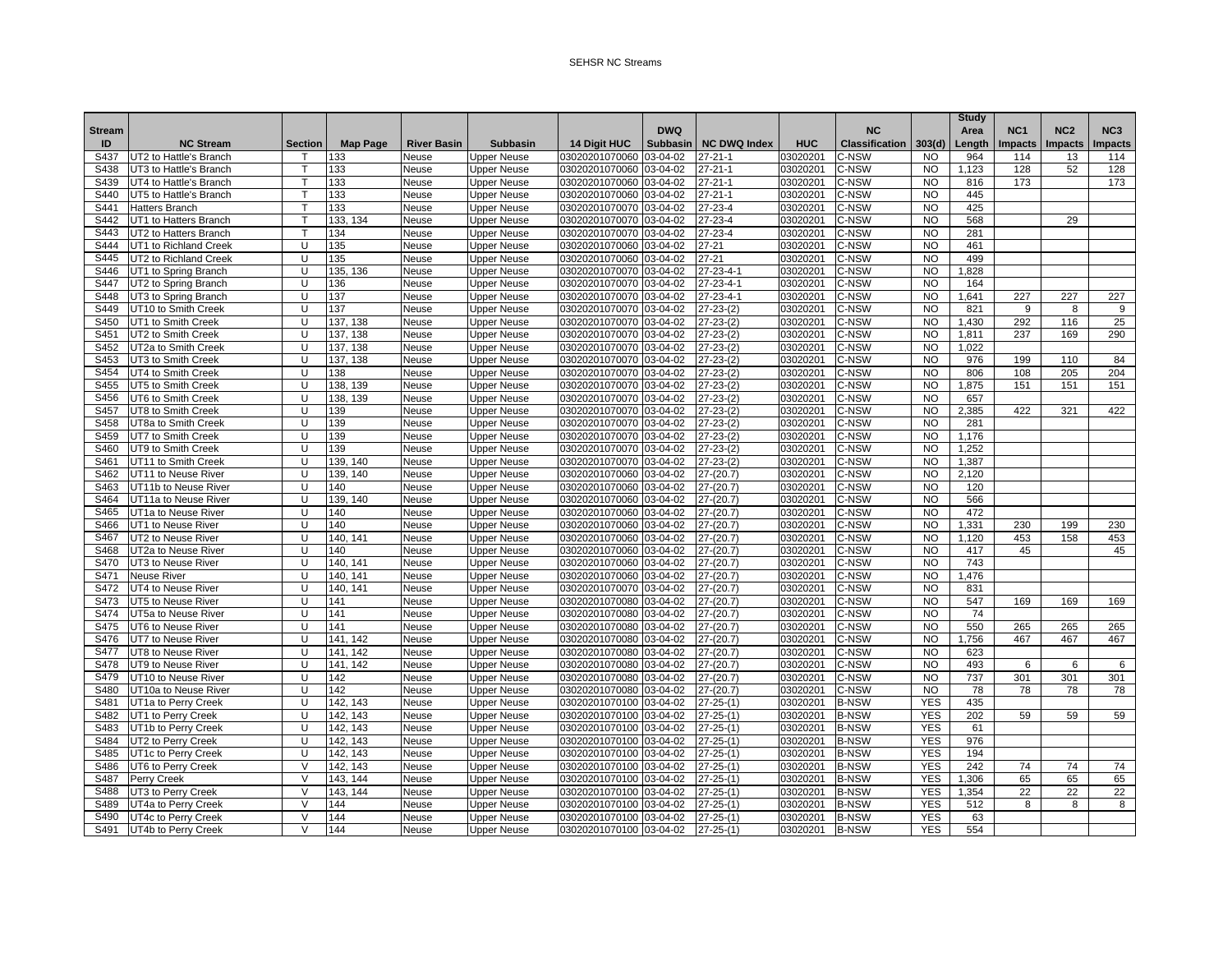| Stream ID | NC Stream | Section | Map Page | River Basin | Subbasin | 14 Digit HUC | DWQ Subbasin | NC DWQ Index | HUC | NC Classification | 303(d) | Study Area Length | NC1 Impacts | NC2 Impacts | NC3 Impacts |
|---|---|---|---|---|---|---|---|---|---|---|---|---|---|---|---|
| S437 | UT2 to Hattle's Branch | T | 133 | Neuse | Upper Neuse | 03020201070060 | 03-04-02 | 27-21-1 | 03020201 | C-NSW | NO | 964 | 114 | 13 | 114 |
| S438 | UT3 to Hattle's Branch | T | 133 | Neuse | Upper Neuse | 03020201070060 | 03-04-02 | 27-21-1 | 03020201 | C-NSW | NO | 1,123 | 128 | 52 | 128 |
| S439 | UT4 to Hattle's Branch | T | 133 | Neuse | Upper Neuse | 03020201070060 | 03-04-02 | 27-21-1 | 03020201 | C-NSW | NO | 816 | 173 | | 173 |
| S440 | UT5 to Hattle's Branch | T | 133 | Neuse | Upper Neuse | 03020201070060 | 03-04-02 | 27-21-1 | 03020201 | C-NSW | NO | 445 | | | |
| S441 | Hatters Branch | T | 133 | Neuse | Upper Neuse | 03020201070070 | 03-04-02 | 27-23-4 | 03020201 | C-NSW | NO | 425 | | | |
| S442 | UT1 to Hatters Branch | T | 133, 134 | Neuse | Upper Neuse | 03020201070070 | 03-04-02 | 27-23-4 | 03020201 | C-NSW | NO | 568 | | 29 | |
| S443 | UT2 to Hatters Branch | T | 134 | Neuse | Upper Neuse | 03020201070070 | 03-04-02 | 27-23-4 | 03020201 | C-NSW | NO | 281 | | | |
| S444 | UT1 to Richland Creek | U | 135 | Neuse | Upper Neuse | 03020201070060 | 03-04-02 | 27-21 | 03020201 | C-NSW | NO | 461 | | | |
| S445 | UT2 to Richland Creek | U | 135 | Neuse | Upper Neuse | 03020201070060 | 03-04-02 | 27-21 | 03020201 | C-NSW | NO | 499 | | | |
| S446 | UT1 to Spring Branch | U | 135, 136 | Neuse | Upper Neuse | 03020201070070 | 03-04-02 | 27-23-4-1 | 03020201 | C-NSW | NO | 1,828 | | | |
| S447 | UT2 to Spring Branch | U | 136 | Neuse | Upper Neuse | 03020201070070 | 03-04-02 | 27-23-4-1 | 03020201 | C-NSW | NO | 164 | | | |
| S448 | UT3 to Spring Branch | U | 137 | Neuse | Upper Neuse | 03020201070070 | 03-04-02 | 27-23-4-1 | 03020201 | C-NSW | NO | 1,641 | 227 | 227 | 227 |
| S449 | UT10 to Smith Creek | U | 137 | Neuse | Upper Neuse | 03020201070070 | 03-04-02 | 27-23-(2) | 03020201 | C-NSW | NO | 821 | 9 | 8 | 9 |
| S450 | UT1 to Smith Creek | U | 137, 138 | Neuse | Upper Neuse | 03020201070070 | 03-04-02 | 27-23-(2) | 03020201 | C-NSW | NO | 1,430 | 292 | 116 | 25 |
| S451 | UT2 to Smith Creek | U | 137, 138 | Neuse | Upper Neuse | 03020201070070 | 03-04-02 | 27-23-(2) | 03020201 | C-NSW | NO | 1,811 | 237 | 169 | 290 |
| S452 | UT2a to Smith Creek | U | 137, 138 | Neuse | Upper Neuse | 03020201070070 | 03-04-02 | 27-23-(2) | 03020201 | C-NSW | NO | 1,022 | | | |
| S453 | UT3 to Smith Creek | U | 137, 138 | Neuse | Upper Neuse | 03020201070070 | 03-04-02 | 27-23-(2) | 03020201 | C-NSW | NO | 976 | 199 | 110 | 84 |
| S454 | UT4 to Smith Creek | U | 138 | Neuse | Upper Neuse | 03020201070070 | 03-04-02 | 27-23-(2) | 03020201 | C-NSW | NO | 806 | 108 | 205 | 204 |
| S455 | UT5 to Smith Creek | U | 138, 139 | Neuse | Upper Neuse | 03020201070070 | 03-04-02 | 27-23-(2) | 03020201 | C-NSW | NO | 1,875 | 151 | 151 | 151 |
| S456 | UT6 to Smith Creek | U | 138, 139 | Neuse | Upper Neuse | 03020201070070 | 03-04-02 | 27-23-(2) | 03020201 | C-NSW | NO | 657 | | | |
| S457 | UT8 to Smith Creek | U | 139 | Neuse | Upper Neuse | 03020201070070 | 03-04-02 | 27-23-(2) | 03020201 | C-NSW | NO | 2,385 | 422 | 321 | 422 |
| S458 | UT8a to Smith Creek | U | 139 | Neuse | Upper Neuse | 03020201070070 | 03-04-02 | 27-23-(2) | 03020201 | C-NSW | NO | 281 | | | |
| S459 | UT7 to Smith Creek | U | 139 | Neuse | Upper Neuse | 03020201070070 | 03-04-02 | 27-23-(2) | 03020201 | C-NSW | NO | 1,176 | | | |
| S460 | UT9 to Smith Creek | U | 139 | Neuse | Upper Neuse | 03020201070070 | 03-04-02 | 27-23-(2) | 03020201 | C-NSW | NO | 1,252 | | | |
| S461 | UT11 to Smith Creek | U | 139, 140 | Neuse | Upper Neuse | 03020201070070 | 03-04-02 | 27-23-(2) | 03020201 | C-NSW | NO | 1,387 | | | |
| S462 | UT11 to Neuse River | U | 139, 140 | Neuse | Upper Neuse | 03020201070060 | 03-04-02 | 27-(20.7) | 03020201 | C-NSW | NO | 2,120 | | | |
| S463 | UT11b to Neuse River | U | 140 | Neuse | Upper Neuse | 03020201070060 | 03-04-02 | 27-(20.7) | 03020201 | C-NSW | NO | 120 | | | |
| S464 | UT11a to Neuse River | U | 139, 140 | Neuse | Upper Neuse | 03020201070060 | 03-04-02 | 27-(20.7) | 03020201 | C-NSW | NO | 566 | | | |
| S465 | UT1a to Neuse River | U | 140 | Neuse | Upper Neuse | 03020201070060 | 03-04-02 | 27-(20.7) | 03020201 | C-NSW | NO | 472 | | | |
| S466 | UT1 to Neuse River | U | 140 | Neuse | Upper Neuse | 03020201070060 | 03-04-02 | 27-(20.7) | 03020201 | C-NSW | NO | 1,331 | 230 | 199 | 230 |
| S467 | UT2 to Neuse River | U | 140, 141 | Neuse | Upper Neuse | 03020201070060 | 03-04-02 | 27-(20.7) | 03020201 | C-NSW | NO | 1,120 | 453 | 158 | 453 |
| S468 | UT2a to Neuse River | U | 140 | Neuse | Upper Neuse | 03020201070060 | 03-04-02 | 27-(20.7) | 03020201 | C-NSW | NO | 417 | 45 | | 45 |
| S470 | UT3 to Neuse River | U | 140, 141 | Neuse | Upper Neuse | 03020201070060 | 03-04-02 | 27-(20.7) | 03020201 | C-NSW | NO | 743 | | | |
| S471 | Neuse River | U | 140, 141 | Neuse | Upper Neuse | 03020201070060 | 03-04-02 | 27-(20.7) | 03020201 | C-NSW | NO | 1,476 | | | |
| S472 | UT4 to Neuse River | U | 140, 141 | Neuse | Upper Neuse | 03020201070070 | 03-04-02 | 27-(20.7) | 03020201 | C-NSW | NO | 831 | | | |
| S473 | UT5 to Neuse River | U | 141 | Neuse | Upper Neuse | 03020201070080 | 03-04-02 | 27-(20.7) | 03020201 | C-NSW | NO | 547 | 169 | 169 | 169 |
| S474 | UT5a to Neuse River | U | 141 | Neuse | Upper Neuse | 03020201070080 | 03-04-02 | 27-(20.7) | 03020201 | C-NSW | NO | 74 | | | |
| S475 | UT6 to Neuse River | U | 141 | Neuse | Upper Neuse | 03020201070080 | 03-04-02 | 27-(20.7) | 03020201 | C-NSW | NO | 550 | 265 | 265 | 265 |
| S476 | UT7 to Neuse River | U | 141, 142 | Neuse | Upper Neuse | 03020201070080 | 03-04-02 | 27-(20.7) | 03020201 | C-NSW | NO | 1,756 | 467 | 467 | 467 |
| S477 | UT8 to Neuse River | U | 141, 142 | Neuse | Upper Neuse | 03020201070080 | 03-04-02 | 27-(20.7) | 03020201 | C-NSW | NO | 623 | | | |
| S478 | UT9 to Neuse River | U | 141, 142 | Neuse | Upper Neuse | 03020201070080 | 03-04-02 | 27-(20.7) | 03020201 | C-NSW | NO | 493 | 6 | 6 | 6 |
| S479 | UT10 to Neuse River | U | 142 | Neuse | Upper Neuse | 03020201070080 | 03-04-02 | 27-(20.7) | 03020201 | C-NSW | NO | 737 | 301 | 301 | 301 |
| S480 | UT10a to Neuse River | U | 142 | Neuse | Upper Neuse | 03020201070080 | 03-04-02 | 27-(20.7) | 03020201 | C-NSW | NO | 78 | 78 | 78 | 78 |
| S481 | UT1a to Perry Creek | U | 142, 143 | Neuse | Upper Neuse | 03020201070100 | 03-04-02 | 27-25-(1) | 03020201 | B-NSW | YES | 435 | | | |
| S482 | UT1 to Perry Creek | U | 142, 143 | Neuse | Upper Neuse | 03020201070100 | 03-04-02 | 27-25-(1) | 03020201 | B-NSW | YES | 202 | 59 | 59 | 59 |
| S483 | UT1b to Perry Creek | U | 142, 143 | Neuse | Upper Neuse | 03020201070100 | 03-04-02 | 27-25-(1) | 03020201 | B-NSW | YES | 61 | | | |
| S484 | UT2 to Perry Creek | U | 142, 143 | Neuse | Upper Neuse | 03020201070100 | 03-04-02 | 27-25-(1) | 03020201 | B-NSW | YES | 976 | | | |
| S485 | UT1c to Perry Creek | U | 142, 143 | Neuse | Upper Neuse | 03020201070100 | 03-04-02 | 27-25-(1) | 03020201 | B-NSW | YES | 194 | | | |
| S486 | UT6 to Perry Creek | V | 142, 143 | Neuse | Upper Neuse | 03020201070100 | 03-04-02 | 27-25-(1) | 03020201 | B-NSW | YES | 242 | 74 | 74 | 74 |
| S487 | Perry Creek | V | 143, 144 | Neuse | Upper Neuse | 03020201070100 | 03-04-02 | 27-25-(1) | 03020201 | B-NSW | YES | 1,306 | 65 | 65 | 65 |
| S488 | UT3 to Perry Creek | V | 143, 144 | Neuse | Upper Neuse | 03020201070100 | 03-04-02 | 27-25-(1) | 03020201 | B-NSW | YES | 1,354 | 22 | 22 | 22 |
| S489 | UT4a to Perry Creek | V | 144 | Neuse | Upper Neuse | 03020201070100 | 03-04-02 | 27-25-(1) | 03020201 | B-NSW | YES | 512 | 8 | 8 | 8 |
| S490 | UT4c to Perry Creek | V | 144 | Neuse | Upper Neuse | 03020201070100 | 03-04-02 | 27-25-(1) | 03020201 | B-NSW | YES | 63 | | | |
| S491 | UT4b to Perry Creek | V | 144 | Neuse | Upper Neuse | 03020201070100 | 03-04-02 | 27-25-(1) | 03020201 | B-NSW | YES | 554 | | | |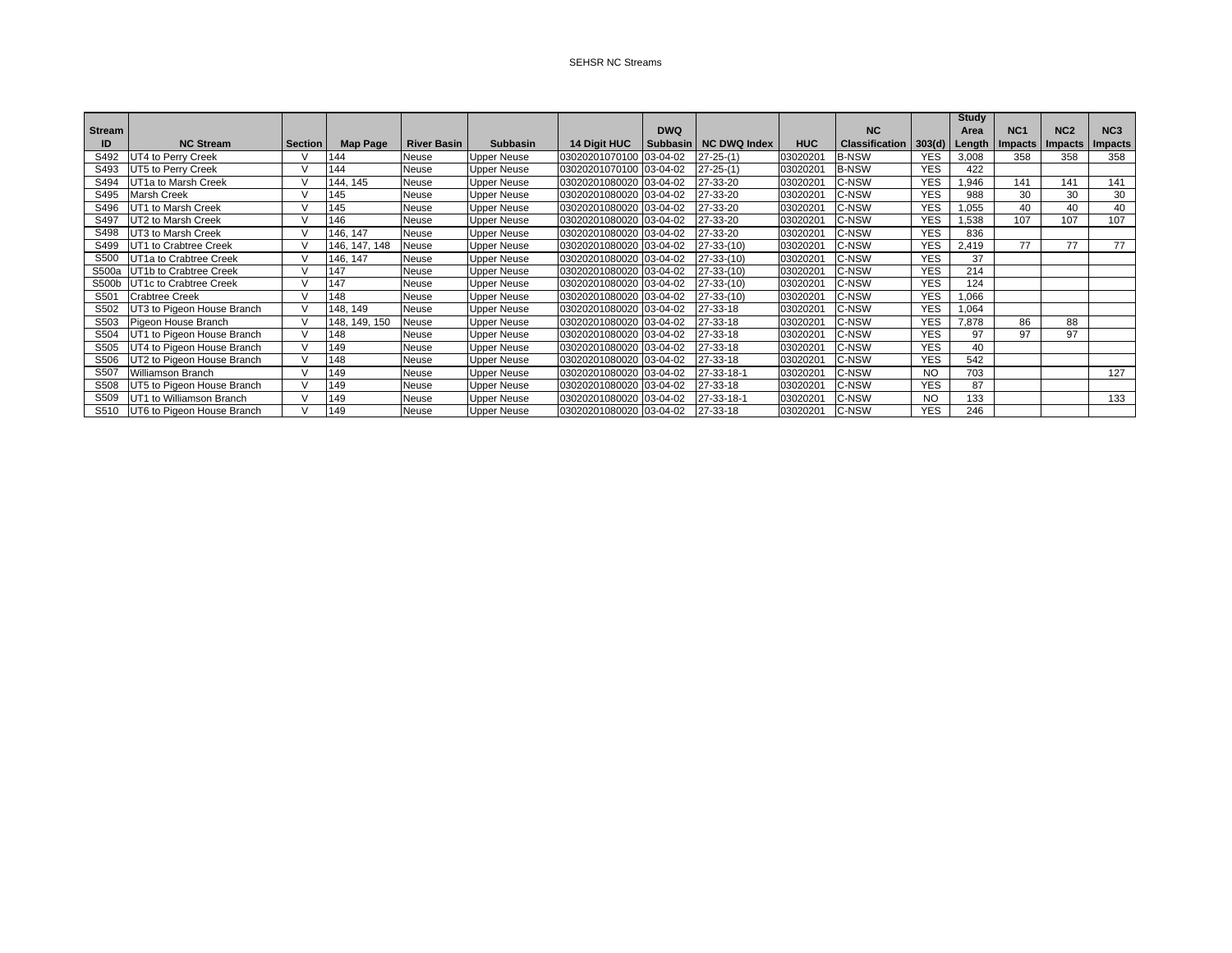| Stream ID | NC Stream | Section | Map Page | River Basin | Subbasin | 14 Digit HUC | DWQ Subbasin | NC DWQ Index | HUC | NC Classification | 303(d) | Study Area Length | NC1 Impacts | NC2 Impacts | NC3 Impacts |
|---|---|---|---|---|---|---|---|---|---|---|---|---|---|---|---|
| S492 | UT4 to Perry Creek | V | 144 | Neuse | Upper Neuse | 03020201070100 | 03-04-02 | 27-25-(1) | 03020201 | B-NSW | YES | 3,008 | 358 | 358 | 358 |
| S493 | UT5 to Perry Creek | V | 144 | Neuse | Upper Neuse | 03020201070100 | 03-04-02 | 27-25-(1) | 03020201 | B-NSW | YES | 422 | | | |
| S494 | UT1a to Marsh Creek | V | 144, 145 | Neuse | Upper Neuse | 03020201080020 | 03-04-02 | 27-33-20 | 03020201 | C-NSW | YES | 1,946 | 141 | 141 | 141 |
| S495 | Marsh Creek | V | 145 | Neuse | Upper Neuse | 03020201080020 | 03-04-02 | 27-33-20 | 03020201 | C-NSW | YES | 988 | 30 | 30 | 30 |
| S496 | UT1 to Marsh Creek | V | 145 | Neuse | Upper Neuse | 03020201080020 | 03-04-02 | 27-33-20 | 03020201 | C-NSW | YES | 1,055 | 40 | 40 | 40 |
| S497 | UT2 to Marsh Creek | V | 146 | Neuse | Upper Neuse | 03020201080020 | 03-04-02 | 27-33-20 | 03020201 | C-NSW | YES | 1,538 | 107 | 107 | 107 |
| S498 | UT3 to Marsh Creek | V | 146, 147 | Neuse | Upper Neuse | 03020201080020 | 03-04-02 | 27-33-20 | 03020201 | C-NSW | YES | 836 | | | |
| S499 | UT1 to Crabtree Creek | V | 146, 147, 148 | Neuse | Upper Neuse | 03020201080020 | 03-04-02 | 27-33-(10) | 03020201 | C-NSW | YES | 2,419 | 77 | 77 | 77 |
| S500 | UT1a to Crabtree Creek | V | 146, 147 | Neuse | Upper Neuse | 03020201080020 | 03-04-02 | 27-33-(10) | 03020201 | C-NSW | YES | 37 | | | |
| S500a | UT1b to Crabtree Creek | V | 147 | Neuse | Upper Neuse | 03020201080020 | 03-04-02 | 27-33-(10) | 03020201 | C-NSW | YES | 214 | | | |
| S500b | UT1c to Crabtree Creek | V | 147 | Neuse | Upper Neuse | 03020201080020 | 03-04-02 | 27-33-(10) | 03020201 | C-NSW | YES | 124 | | | |
| S501 | Crabtree Creek | V | 148 | Neuse | Upper Neuse | 03020201080020 | 03-04-02 | 27-33-(10) | 03020201 | C-NSW | YES | 1,066 | | | |
| S502 | UT3 to Pigeon House Branch | V | 148, 149 | Neuse | Upper Neuse | 03020201080020 | 03-04-02 | 27-33-18 | 03020201 | C-NSW | YES | 1,064 | | | |
| S503 | Pigeon House Branch | V | 148, 149, 150 | Neuse | Upper Neuse | 03020201080020 | 03-04-02 | 27-33-18 | 03020201 | C-NSW | YES | 7,878 | 86 | 88 | |
| S504 | UT1 to Pigeon House Branch | V | 148 | Neuse | Upper Neuse | 03020201080020 | 03-04-02 | 27-33-18 | 03020201 | C-NSW | YES | 97 | 97 | 97 | |
| S505 | UT4 to Pigeon House Branch | V | 149 | Neuse | Upper Neuse | 03020201080020 | 03-04-02 | 27-33-18 | 03020201 | C-NSW | YES | 40 | | | |
| S506 | UT2 to Pigeon House Branch | V | 148 | Neuse | Upper Neuse | 03020201080020 | 03-04-02 | 27-33-18 | 03020201 | C-NSW | YES | 542 | | | |
| S507 | Williamson Branch | V | 149 | Neuse | Upper Neuse | 03020201080020 | 03-04-02 | 27-33-18-1 | 03020201 | C-NSW | NO | 703 | | | 127 |
| S508 | UT5 to Pigeon House Branch | V | 149 | Neuse | Upper Neuse | 03020201080020 | 03-04-02 | 27-33-18 | 03020201 | C-NSW | YES | 87 | | | |
| S509 | UT1 to Williamson Branch | V | 149 | Neuse | Upper Neuse | 03020201080020 | 03-04-02 | 27-33-18-1 | 03020201 | C-NSW | NO | 133 | | | 133 |
| S510 | UT6 to Pigeon House Branch | V | 149 | Neuse | Upper Neuse | 03020201080020 | 03-04-02 | 27-33-18 | 03020201 | C-NSW | YES | 246 | | | |